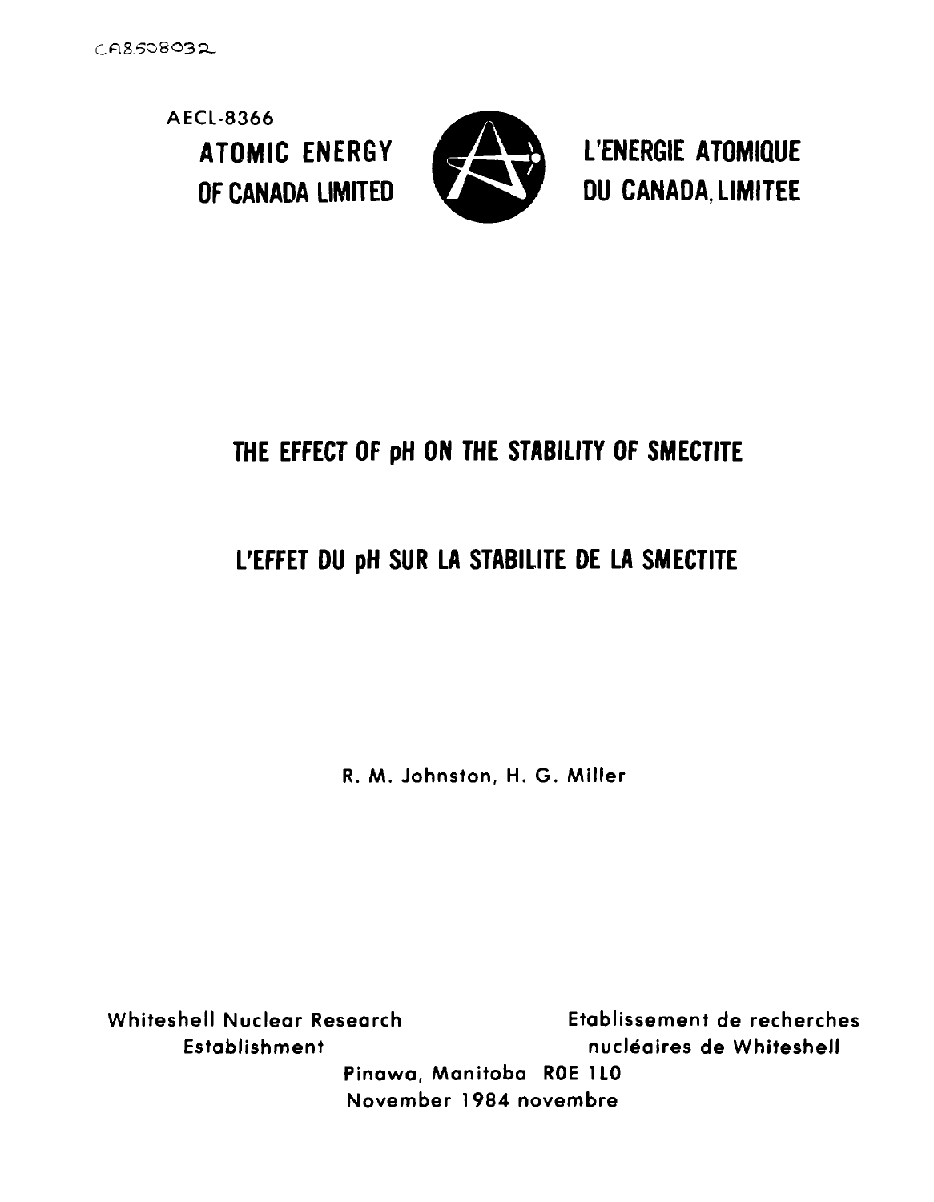CA8508032

AECL-8366

**ATOMIC ENERGY OF CANADA LIMITED**

**L'ENERGIE ATOMIQUE DU CANADA, LIMITEE**

# THE EFFECT OF pH ON THE STABILITY OF SMECTITE

# L'EFFET DU pH SUR LA STABILITE DE LA SMECTITE

R. M. Johnston, H. G. Miller

Whiteshell Nuclear Research Establishment

Etablissement de recherches nucléaires de Whiteshell

Pinawa, Manitoba R0E 1L0

November 1984 novembre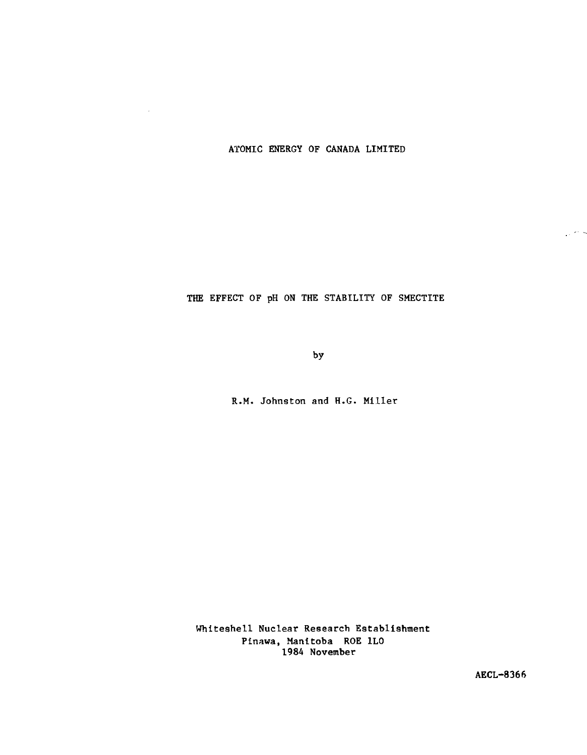ATOMIC ENERGY OF CANADA LIMITED

# THE EFFECT OF pH ON THE STABILITY OF SMECTITE

by

R.M. Johnston and H.G. Miller

Whiteshell Nuclear Research Establishment
Pinawa, Manitoba ROE 1LO
1984 November

AECL-8366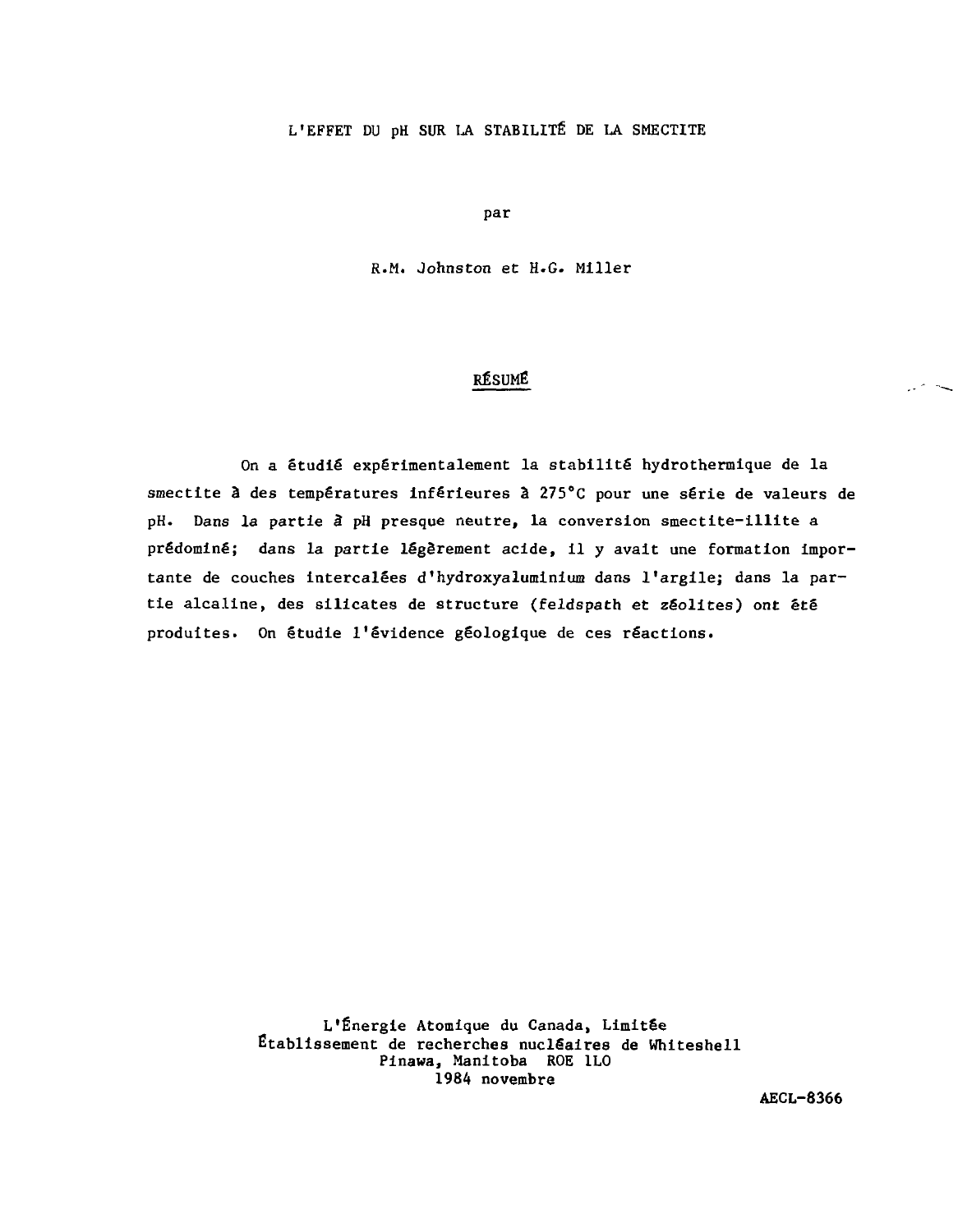# L'EFFET DU pH SUR LA STABILITÉ DE LA SMECTITE

par

R.M. Johnston et H.G. Miller

## RÉSUMÉ

On a étudié expérimentalement la stabilité hydrothermique de la smectite à des températures inférieures à 275°C pour une série de valeurs de pH. Dans la partie à pH presque neutre, la conversion smectite-illite a prédominé; dans la partie légèrement acide, il y avait une formation importante de couches intercalées d'hydroxyaluminium dans l'argile; dans la partie alcaline, des silicates de structure (*feldspath et zéolites*) ont été produites. On étudie l'évidence géologique de ces réactions.

L'Énergie Atomique du Canada, Limitée
Établissement de recherches nucléaires de Whiteshell
Pinawa, Manitoba ROE 1LO
1984 novembre

**AECL-8366**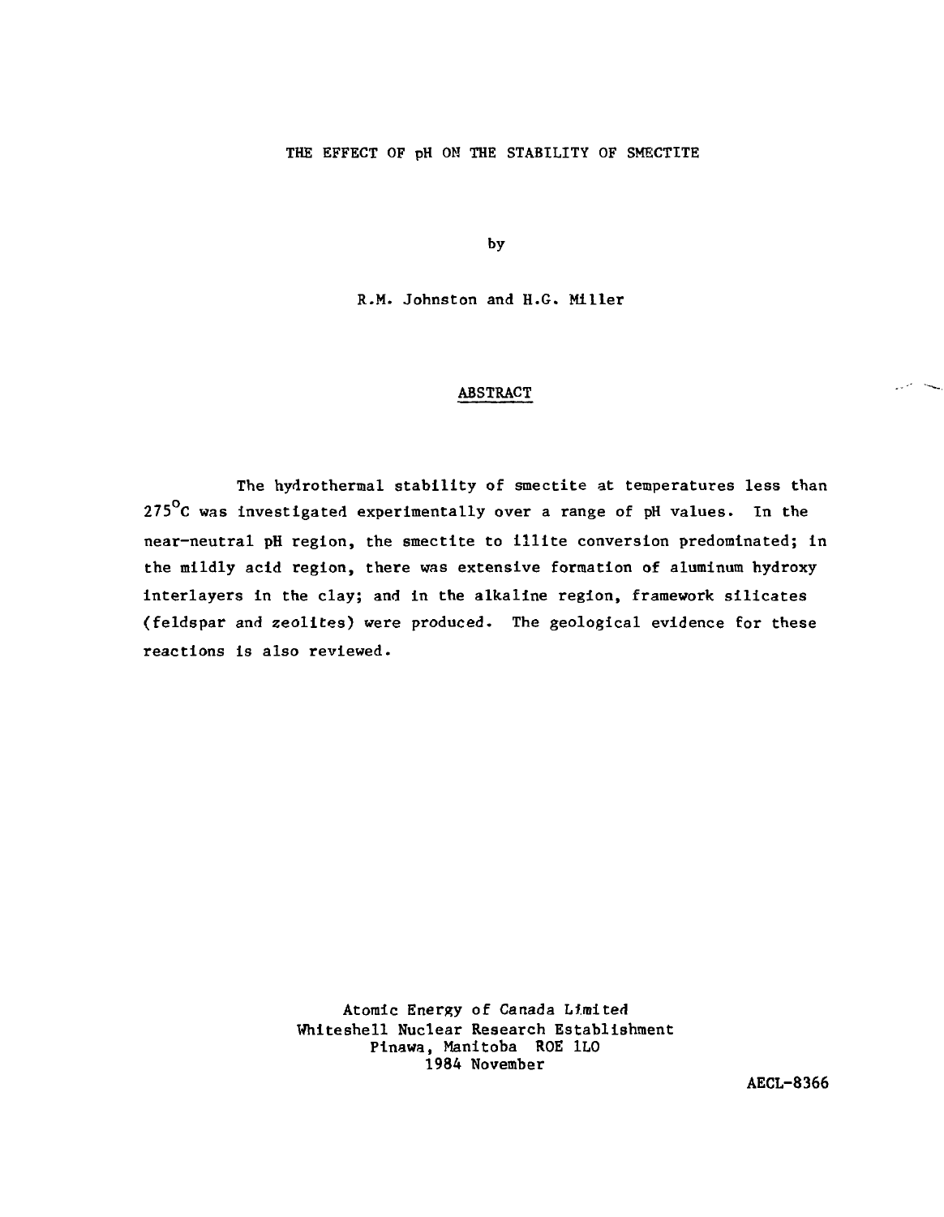# THE EFFECT OF pH ON THE STABILITY OF SMECTITE

by

R.M. Johnston and H.G. Miller

## ABSTRACT

The hydrothermal stability of smectite at temperatures less than $275^{\circ}C$ was investigated experimentally over a range of pH values. In the near-neutral pH region, the smectite to illite conversion predominated; in the mildly acid region, there was extensive formation of aluminum hydroxy interlayers in the clay; and in the alkaline region, framework silicates (feldspar and zeolites) were produced. The geological evidence for these reactions is also reviewed.

Atomic Energy of Canada Limited
Whiteshell Nuclear Research Establishment
Pinawa, Manitoba R0E 1L0
1984 November

AECL-8366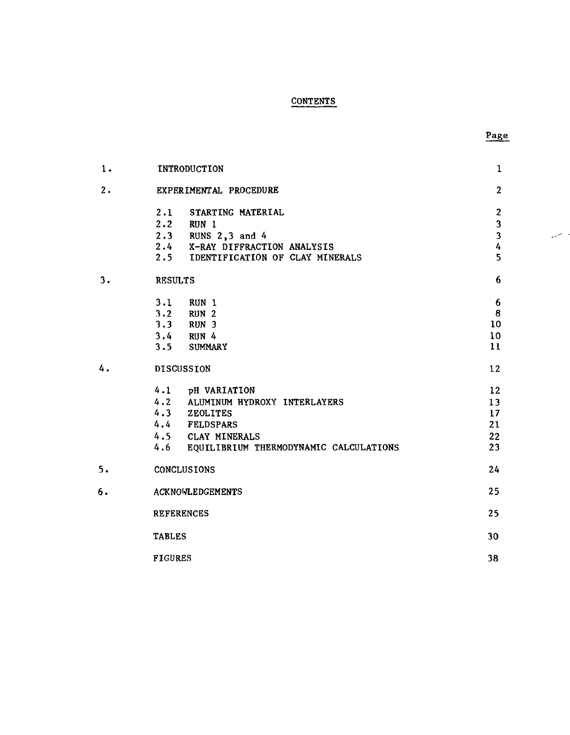# CONTENTS

| | | Page |
|---|---|---|
| 1. | INTRODUCTION | 1 |
| 2. | EXPERIMENTAL PROCEDURE | 2 |
| | 2.1 STARTING MATERIAL | 2 |
| | 2.2 RUN 1 | 3 |
| | 2.3 RUNS 2,3 and 4 | 3 |
| | 2.4 X-RAY DIFFRACTION ANALYSIS | 4 |
| | 2.5 IDENTIFICATION OF CLAY MINERALS | 5 |
| 3. | RESULTS | 6 |
| | 3.1 RUN 1 | 6 |
| | 3.2 RUN 2 | 8 |
| | 3.3 RUN 3 | 10 |
| | 3.4 RUN 4 | 10 |
| | 3.5 SUMMARY | 11 |
| 4. | DISCUSSION | 12 |
| | 4.1 pH VARIATION | 12 |
| | 4.2 ALUMINUM HYDROXY INTERLAYERS | 13 |
| | 4.3 ZEOLITES | 17 |
| | 4.4 FELDSPARS | 21 |
| | 4.5 CLAY MINERALS | 22 |
| | 4.6 EQUILIBRIUM THERMODYNAMIC CALCULATIONS | 23 |
| 5. | CONCLUSIONS | 24 |
| 6. | ACKNOWLEDGEMENTS | 25 |
| | REFERENCES | 25 |
| | TABLES | 30 |
| | FIGURES | 38 |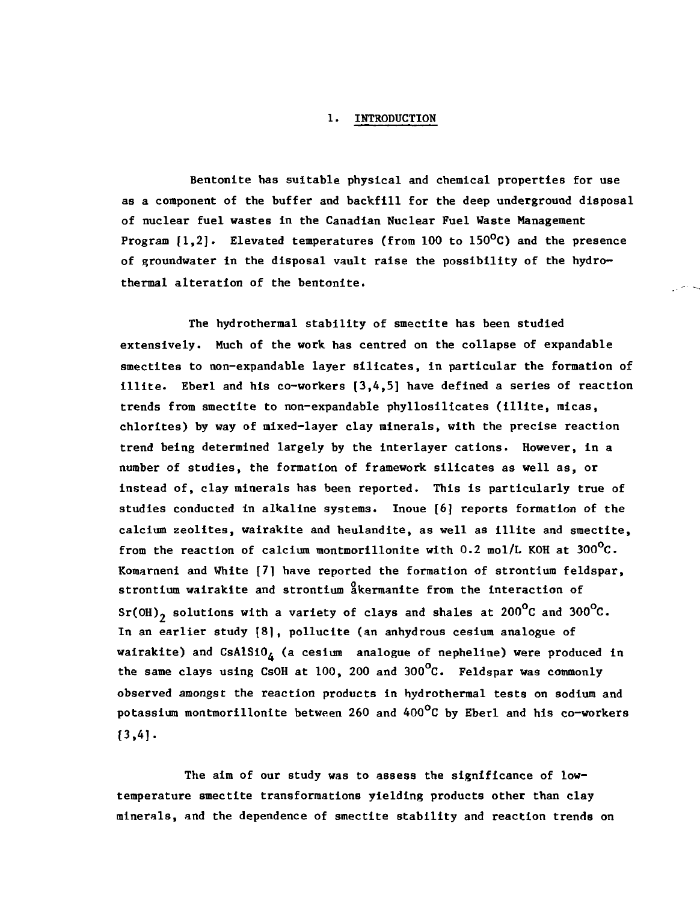# 1. INTRODUCTION

Bentonite has suitable physical and chemical properties for use as a component of the buffer and backfill for the deep underground disposal of nuclear fuel wastes in the Canadian Nuclear Fuel Waste Management Program [1,2]. Elevated temperatures (from 100 to 150°C) and the presence of groundwater in the disposal vault raise the possibility of the hydrothermal alteration of the bentonite.

The hydrothermal stability of smectite has been studied extensively. Much of the work has centred on the collapse of expandable smectites to non-expandable layer silicates, in particular the formation of illite. Eberl and his co-workers [3,4,5] have defined a series of reaction trends from smectite to non-expandable phyllosilicates (illite, micas, chlorites) by way of mixed-layer clay minerals, with the precise reaction trend being determined largely by the interlayer cations. However, in a number of studies, the formation of framework silicates as well as, or instead of, clay minerals has been reported. This is particularly true of studies conducted in alkaline systems. Inoue [6] reports formation of the calcium zeolites, wairakite and heulandite, as well as illite and smectite, from the reaction of calcium montmorillonite with 0.2 mol/L KOH at 300°C. Komarneni and White [7] have reported the formation of strontium feldspar, strontium wairakite and strontium åkermanite from the interaction of $Sr(OH)_2$ solutions with a variety of clays and shales at 200°C and 300°C. In an earlier study [8], pollucite (an anhydrous cesium analogue of wairakite) and $CsAlSiO_4$ (a cesium analogue of nepheline) were produced in the same clays using CsOH at 100, 200 and 300°C. Feldspar was commonly observed amongst the reaction products in hydrothermal tests on sodium and potassium montmorillonite between 260 and 400°C by Eberl and his co-workers [3,4].

The aim of our study was to assess the significance of low-temperature smectite transformations yielding products other than clay minerals, and the dependence of smectite stability and reaction trends on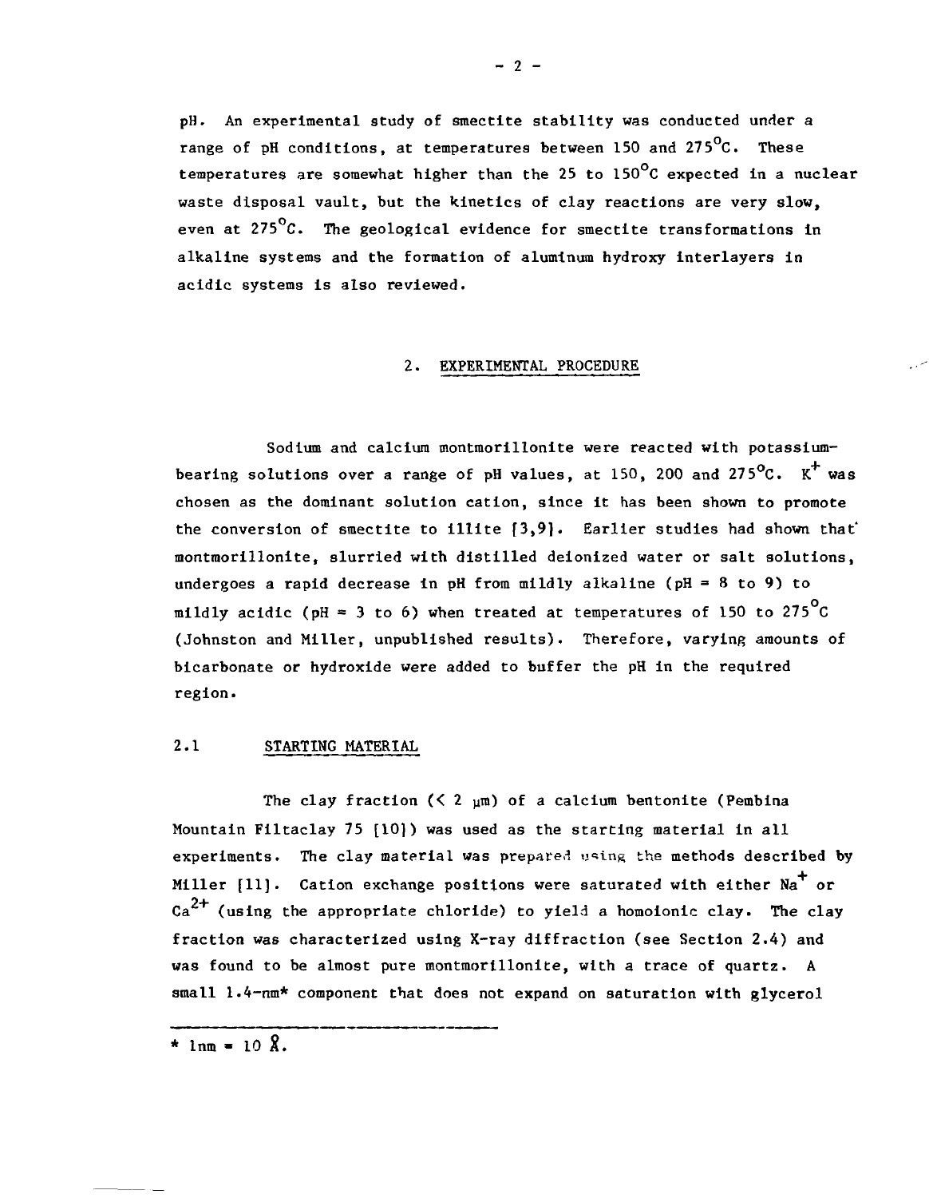pH. An experimental study of smectite stability was conducted under a range of pH conditions, at temperatures between 150 and 275°C. These temperatures are somewhat higher than the 25 to 150°C expected in a nuclear waste disposal vault, but the kinetics of clay reactions are very slow, even at 275°C. The geological evidence for smectite transformations in alkaline systems and the formation of aluminum hydroxy interlayers in acidic systems is also reviewed.

## 2. EXPERIMENTAL PROCEDURE

Sodium and calcium montmorillonite were reacted with potassium-bearing solutions over a range of pH values, at 150, 200 and 275°C. $K^+$ was chosen as the dominant solution cation, since it has been shown to promote the conversion of smectite to illite [3,9]. Earlier studies had shown that montmorillonite, slurried with distilled deionized water or salt solutions, undergoes a rapid decrease in pH from mildly alkaline (pH = 8 to 9) to mildly acidic (pH = 3 to 6) when treated at temperatures of 150 to 275°C (Johnston and Miller, unpublished results). Therefore, varying amounts of bicarbonate or hydroxide were added to buffer the pH in the required region.

### 2.1 STARTING MATERIAL

The clay fraction (< 2 μm) of a calcium bentonite (Pembina Mountain Filtaclay 75 [10]) was used as the starting material in all experiments. The clay material was prepared using the methods described by Miller [11]. Cation exchange positions were saturated with either $Na^+$ or $Ca^{2+}$ (using the appropriate chloride) to yield a homoionic clay. The clay fraction was characterized using X-ray diffraction (see Section 2.4) and was found to be almost pure montmorillonite, with a trace of quartz. A small 1.4-nm* component that does not expand on saturation with glycerol

\* 1nm = 10 Å.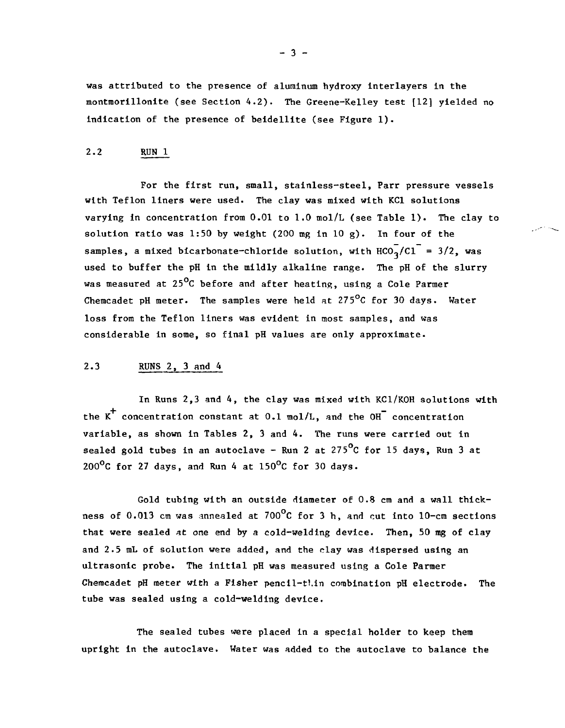was attributed to the presence of aluminum hydroxy interlayers in the montmorillonite (see Section 4.2). The Greene-Kelley test [12] yielded no indication of the presence of beidellite (see Figure 1).

## 2.2 RUN 1

For the first run, small, stainless-steel, Parr pressure vessels with Teflon liners were used. The clay was mixed with KCl solutions varying in concentration from 0.01 to 1.0 mol/L (see Table 1). The clay to solution ratio was 1:50 by weight (200 mg in 10 g). In four of the samples, a mixed bicarbonate-chloride solution, with $HCO_3^-/Cl^- = 3/2$, was used to buffer the pH in the mildly alkaline range. The pH of the slurry was measured at 25°C before and after heating, using a Cole Parmer Chemcadet pH meter. The samples were held at 275°C for 30 days. Water loss from the Teflon liners was evident in most samples, and was considerable in some, so final pH values are only approximate.

## 2.3 RUNS 2, 3 and 4

In Runs 2,3 and 4, the clay was mixed with KCl/KOH solutions with the $K^+$ concentration constant at 0.1 mol/L, and the $OH^-$ concentration variable, as shown in Tables 2, 3 and 4. The runs were carried out in sealed gold tubes in an autoclave - Run 2 at 275°C for 15 days, Run 3 at 200°C for 27 days, and Run 4 at 150°C for 30 days.

Gold tubing with an outside diameter of 0.8 cm and a wall thickness of 0.013 cm was annealed at 700°C for 3 h, and cut into 10-cm sections that were sealed at one end by a cold-welding device. Then, 50 mg of clay and 2.5 mL of solution were added, and the clay was dispersed using an ultrasonic probe. The initial pH was measured using a Cole Parmer Chemcadet pH meter with a Fisher pencil-thin combination pH electrode. The tube was sealed using a cold-welding device.

The sealed tubes were placed in a special holder to keep them upright in the autoclave. Water was added to the autoclave to balance the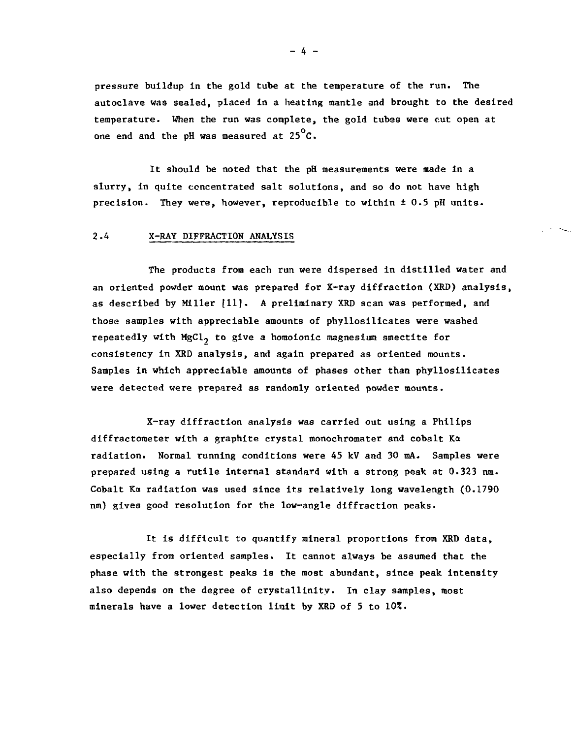pressure buildup in the gold tube at the temperature of the run. The autoclave was sealed, placed in a heating mantle and brought to the desired temperature. When the run was complete, the gold tubes were cut open at one end and the pH was measured at 25°C.

It should be noted that the pH measurements were made in a slurry, in quite concentrated salt solutions, and so do not have high precision. They were, however, reproducible to within ± 0.5 pH units.

## 2.4 X-RAY DIFFRACTION ANALYSIS

The products from each run were dispersed in distilled water and an oriented powder mount was prepared for X-ray diffraction (XRD) analysis, as described by Miller [11]. A preliminary XRD scan was performed, and those samples with appreciable amounts of phyllosilicates were washed repeatedly with $MgCl_2$ to give a homoionic magnesium smectite for consistency in XRD analysis, and again prepared as oriented mounts. Samples in which appreciable amounts of phases other than phyllosilicates were detected were prepared as randomly oriented powder mounts.

X-ray diffraction analysis was carried out using a Philips diffractometer with a graphite crystal monochromater and cobalt Kα radiation. Normal running conditions were 45 kV and 30 mA. Samples were prepared using a rutile internal standard with a strong peak at 0.323 nm. Cobalt Kα radiation was used since its relatively long wavelength (0.1790 nm) gives good resolution for the low-angle diffraction peaks.

It is difficult to quantify mineral proportions from XRD data, especially from oriented samples. It cannot always be assumed that the phase with the strongest peaks is the most abundant, since peak intensity also depends on the degree of crystallinity. In clay samples, most minerals have a lower detection limit by XRD of 5 to 10%.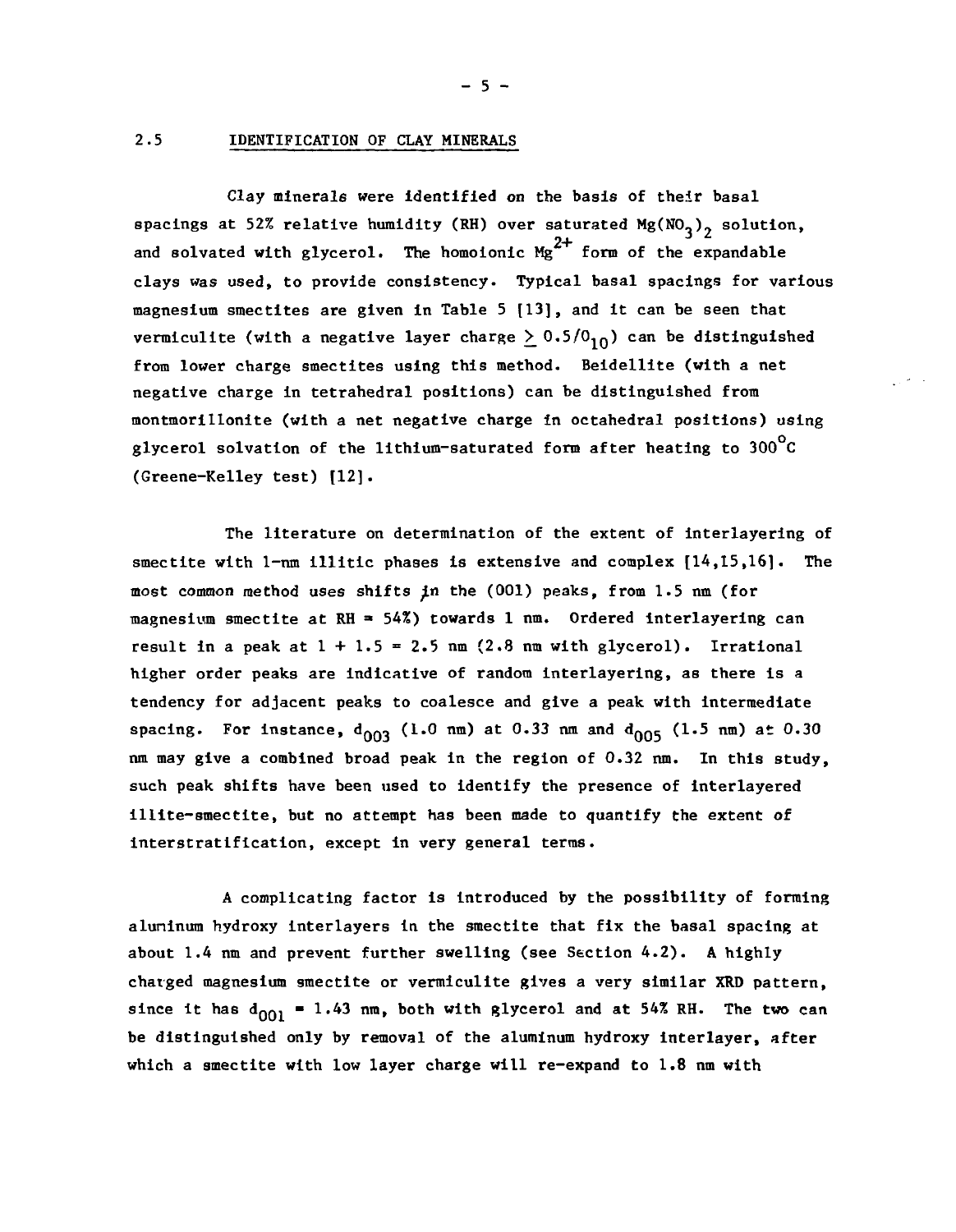## 2.5 IDENTIFICATION OF CLAY MINERALS

Clay minerals were identified on the basis of their basal spacings at 52% relative humidity (RH) over saturated $Mg(NO_3)_2$ solution, and solvated with glycerol. The homoionic $Mg^{2+}$ form of the expandable clays was used, to provide consistency. Typical basal spacings for various magnesium smectites are given in Table 5 [13], and it can be seen that vermiculite (with a negative layer charge $\geq 0.5/O_{10}$) can be distinguished from lower charge smectites using this method. Beidellite (with a net negative charge in tetrahedral positions) can be distinguished from montmorillonite (with a net negative charge in octahedral positions) using glycerol solvation of the lithium-saturated form after heating to 300°C (Greene-Kelley test) [12].

The literature on determination of the extent of interlayering of smectite with 1-nm illitic phases is extensive and complex [14,15,16]. The most common method uses shifts in the (001) peaks, from 1.5 nm (for magnesium smectite at RH = 54%) towards 1 nm. Ordered interlayering can result in a peak at 1 + 1.5 = 2.5 nm (2.8 nm with glycerol). Irrational higher order peaks are indicative of random interlayering, as there is a tendency for adjacent peaks to coalesce and give a peak with intermediate spacing. For instance, $d_{003}$ (1.0 nm) at 0.33 nm and $d_{005}$ (1.5 nm) at 0.30 nm may give a combined broad peak in the region of 0.32 nm. In this study, such peak shifts have been used to identify the presence of interlayered illite-smectite, but no attempt has been made to quantify the extent of interstratification, except in very general terms.

A complicating factor is introduced by the possibility of forming aluminum hydroxy interlayers in the smectite that fix the basal spacing at about 1.4 nm and prevent further swelling (see Section 4.2). A highly charged magnesium smectite or vermiculite gives a very similar XRD pattern, since it has $d_{001}$ = 1.43 nm, both with glycerol and at 54% RH. The two can be distinguished only by removal of the aluminum hydroxy interlayer, after which a smectite with low layer charge will re-expand to 1.8 nm with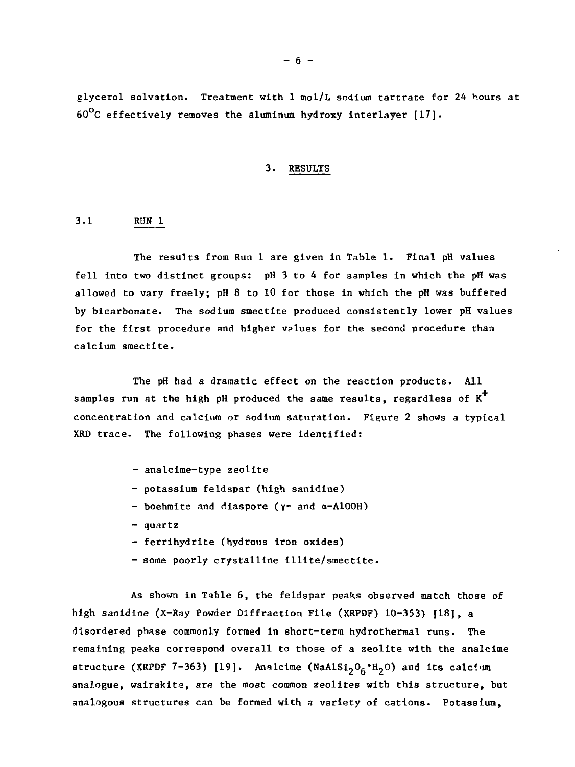glycerol solvation. Treatment with 1 mol/L sodium tartrate for 24 hours at 60°C effectively removes the aluminum hydroxy interlayer [17].

## 3. RESULTS

### 3.1 RUN 1

The results from Run 1 are given in Table 1. Final pH values fell into two distinct groups: pH 3 to 4 for samples in which the pH was allowed to vary freely; pH 8 to 10 for those in which the pH was buffered by bicarbonate. The sodium smectite produced consistently lower pH values for the first procedure and higher values for the second procedure than calcium smectite.

The pH had a dramatic effect on the reaction products. All samples run at the high pH produced the same results, regardless of $K^+$ concentration and calcium or sodium saturation. Figure 2 shows a typical XRD trace. The following phases were identified:

- analcime-type zeolite
- potassium feldspar (high sanidine)
- boehmite and diaspore ($\gamma$- and $\alpha$-AlOOH)
- quartz
- ferrihydrite (hydrous iron oxides)
- some poorly crystalline illite/smectite.

As shown in Table 6, the feldspar peaks observed match those of high sanidine (X-Ray Powder Diffraction File (XRPDF) 10-353) [18], a disordered phase commonly formed in short-term hydrothermal runs. The remaining peaks correspond overall to those of a zeolite with the analcime structure (XRPDF 7-363) [19]. Analcime ($NaAlSi_2O_6 \cdot H_2O$) and its calcium analogue, wairakite, are the most common zeolites with this structure, but analogous structures can be formed with a variety of cations. Potassium,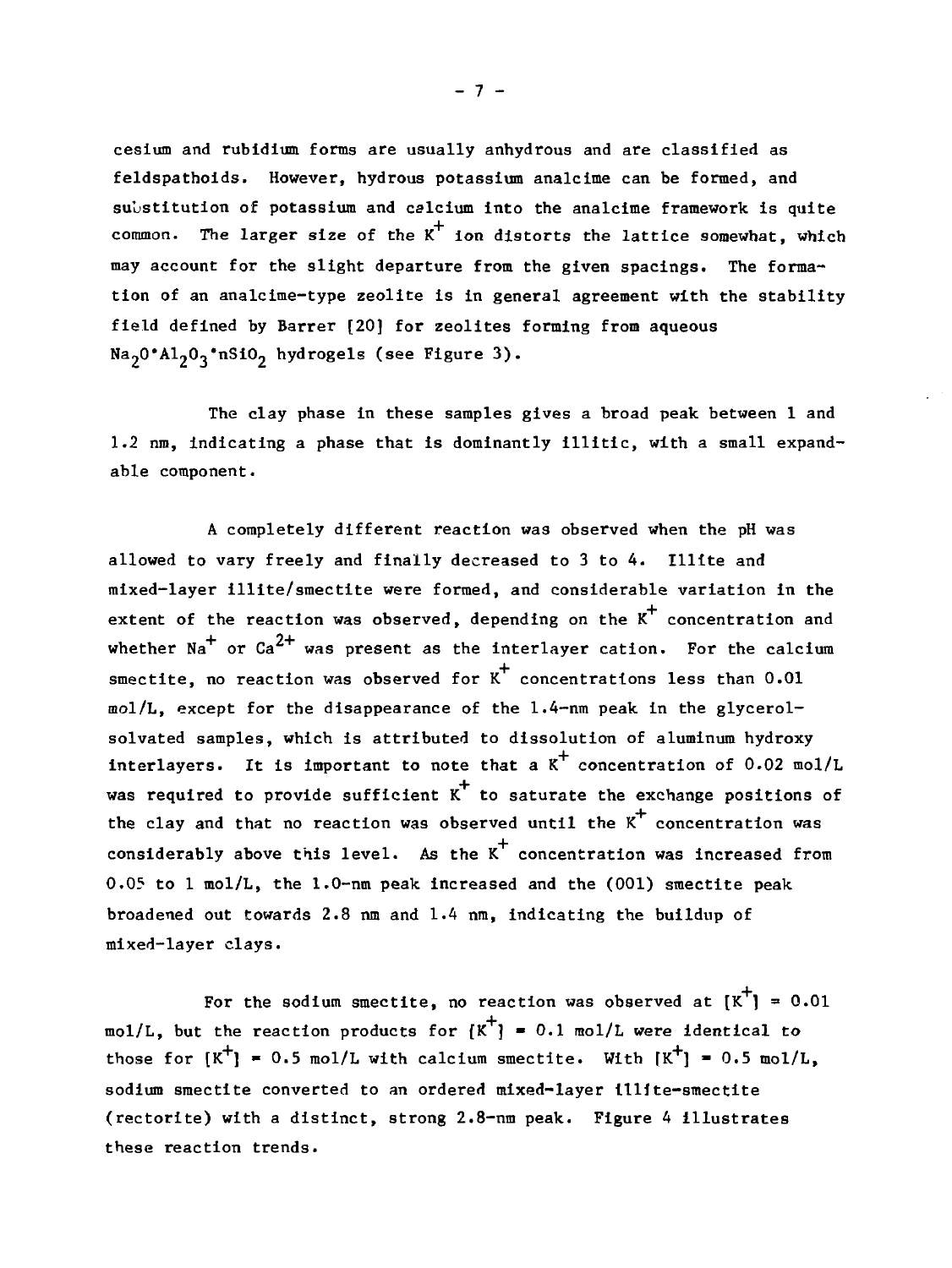cesium and rubidium forms are usually anhydrous and are classified as feldspathoids. However, hydrous potassium analcime can be formed, and substitution of potassium and calcium into the analcime framework is quite common. The larger size of the $K^+$ ion distorts the lattice somewhat, which may account for the slight departure from the given spacings. The formation of an analcime-type zeolite is in general agreement with the stability field defined by Barrer [20] for zeolites forming from aqueous $Na_2O \cdot Al_2O_3 \cdot nSiO_2$ hydrogels (see Figure 3).

The clay phase in these samples gives a broad peak between 1 and 1.2 nm, indicating a phase that is dominantly illitic, with a small expandable component.

A completely different reaction was observed when the pH was allowed to vary freely and finally decreased to 3 to 4. Illite and mixed-layer illite/smectite were formed, and considerable variation in the extent of the reaction was observed, depending on the $K^+$ concentration and whether $Na^+$ or $Ca^{2+}$ was present as the interlayer cation. For the calcium smectite, no reaction was observed for $K^+$ concentrations less than 0.01 mol/L, except for the disappearance of the 1.4-nm peak in the glycerol-solvated samples, which is attributed to dissolution of aluminum hydroxy interlayers. It is important to note that a $K^+$ concentration of 0.02 mol/L was required to provide sufficient $K^+$ to saturate the exchange positions of the clay and that no reaction was observed until the $K^+$ concentration was considerably above this level. As the $K^+$ concentration was increased from 0.05 to 1 mol/L, the 1.0-nm peak increased and the (001) smectite peak broadened out towards 2.8 nm and 1.4 nm, indicating the buildup of mixed-layer clays.

For the sodium smectite, no reaction was observed at $[K^+] = 0.01$ mol/L, but the reaction products for $[K^+] = 0.1$ mol/L were identical to those for $[K^+] = 0.5$ mol/L with calcium smectite. With $[K^+] = 0.5$ mol/L, sodium smectite converted to an ordered mixed-layer illite-smectite (rectorite) with a distinct, strong 2.8-nm peak. Figure 4 illustrates these reaction trends.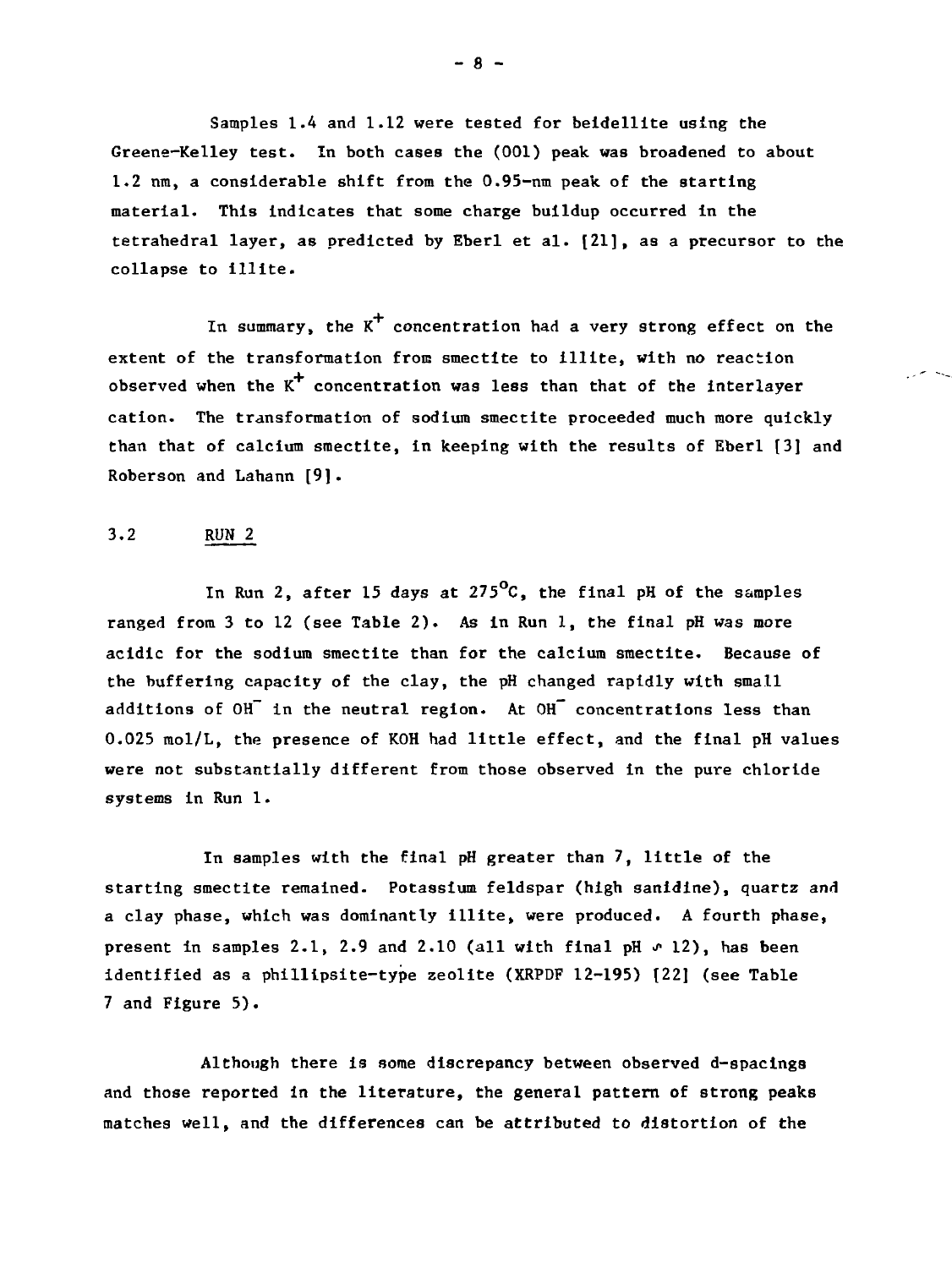Samples 1.4 and 1.12 were tested for beidellite using the Greene-Kelley test. In both cases the (001) peak was broadened to about 1.2 nm, a considerable shift from the 0.95-nm peak of the starting material. This indicates that some charge buildup occurred in the tetrahedral layer, as predicted by Eberl et al. [21], as a precursor to the collapse to illite.

In summary, the $K^+$ concentration had a very strong effect on the extent of the transformation from smectite to illite, with no reaction observed when the $K^+$ concentration was less than that of the interlayer cation. The transformation of sodium smectite proceeded much more quickly than that of calcium smectite, in keeping with the results of Eberl [3] and Roberson and Lahann [9].

## 3.2 RUN 2

In Run 2, after 15 days at 275°C, the final pH of the samples ranged from 3 to 12 (see Table 2). As in Run 1, the final pH was more acidic for the sodium smectite than for the calcium smectite. Because of the buffering capacity of the clay, the pH changed rapidly with small additions of $OH^-$ in the neutral region. At $OH^-$ concentrations less than 0.025 mol/L, the presence of KOH had little effect, and the final pH values were not substantially different from those observed in the pure chloride systems in Run 1.

In samples with the final pH greater than 7, little of the starting smectite remained. Potassium feldspar (high sanidine), quartz and a clay phase, which was dominantly illite, were produced. A fourth phase, present in samples 2.1, 2.9 and 2.10 (all with final pH ~ 12), has been identified as a phillipsite-type zeolite (XRPDF 12-195) [22] (see Table 7 and Figure 5).

Although there is some discrepancy between observed d-spacings and those reported in the literature, the general pattern of strong peaks matches well, and the differences can be attributed to distortion of the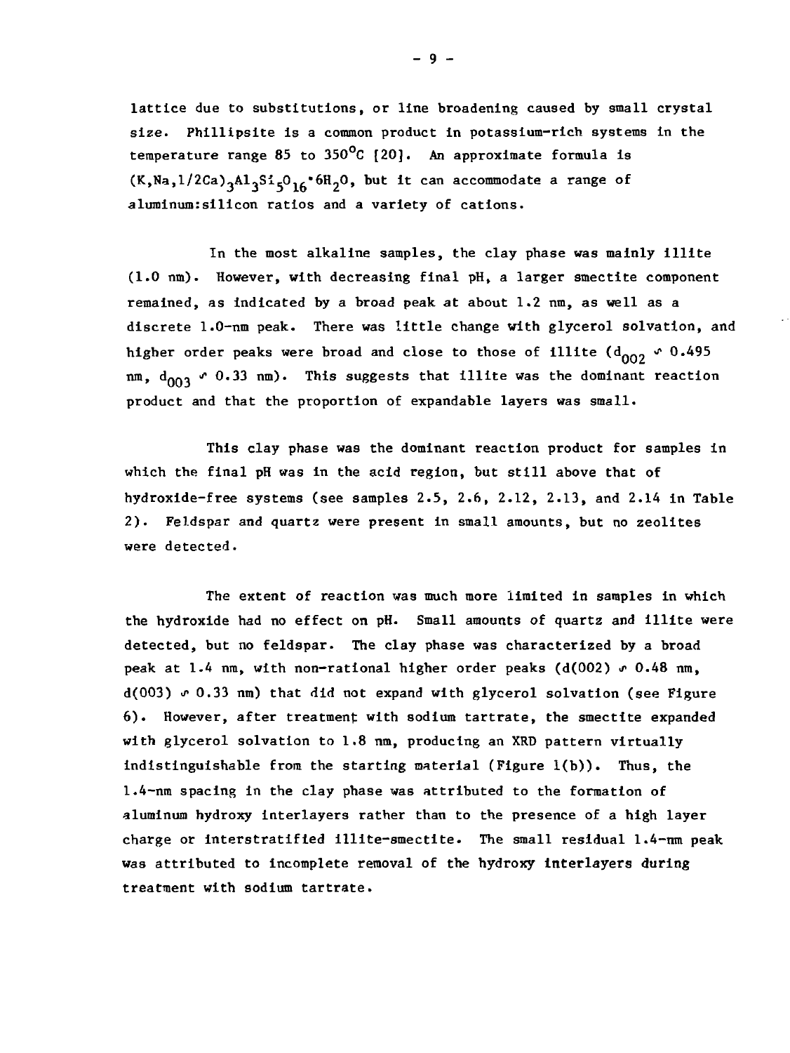lattice due to substitutions, or line broadening caused by small crystal size. Phillipsite is a common product in potassium-rich systems in the temperature range 85 to 350°C [20]. An approximate formula is $(K,Na,1/2Ca)_3Al_3Si_5O_{16} \cdot 6H_2O$, but it can accommodate a range of aluminum:silicon ratios and a variety of cations.

In the most alkaline samples, the clay phase was mainly illite (1.0 nm). However, with decreasing final pH, a larger smectite component remained, as indicated by a broad peak at about 1.2 nm, as well as a discrete 1.0-nm peak. There was little change with glycerol solvation, and higher order peaks were broad and close to those of illite ($d_{002} \sim 0.495$ nm, $d_{003} \sim 0.33$ nm). This suggests that illite was the dominant reaction product and that the proportion of expandable layers was small.

This clay phase was the dominant reaction product for samples in which the final pH was in the acid region, but still above that of hydroxide-free systems (see samples 2.5, 2.6, 2.12, 2.13, and 2.14 in Table 2). Feldspar and quartz were present in small amounts, but no zeolites were detected.

The extent of reaction was much more limited in samples in which the hydroxide had no effect on pH. Small amounts of quartz and illite were detected, but no feldspar. The clay phase was characterized by a broad peak at 1.4 nm, with non-rational higher order peaks ($d(002) \sim 0.48$ nm, $d(003) \sim 0.33$ nm) that did not expand with glycerol solvation (see Figure 6). However, after treatment with sodium tartrate, the smectite expanded with glycerol solvation to 1.8 nm, producing an XRD pattern virtually indistinguishable from the starting material (Figure 1(b)). Thus, the 1.4-nm spacing in the clay phase was attributed to the formation of aluminum hydroxy interlayers rather than to the presence of a high layer charge or interstratified illite-smectite. The small residual 1.4-nm peak was attributed to incomplete removal of the hydroxy interlayers during treatment with sodium tartrate.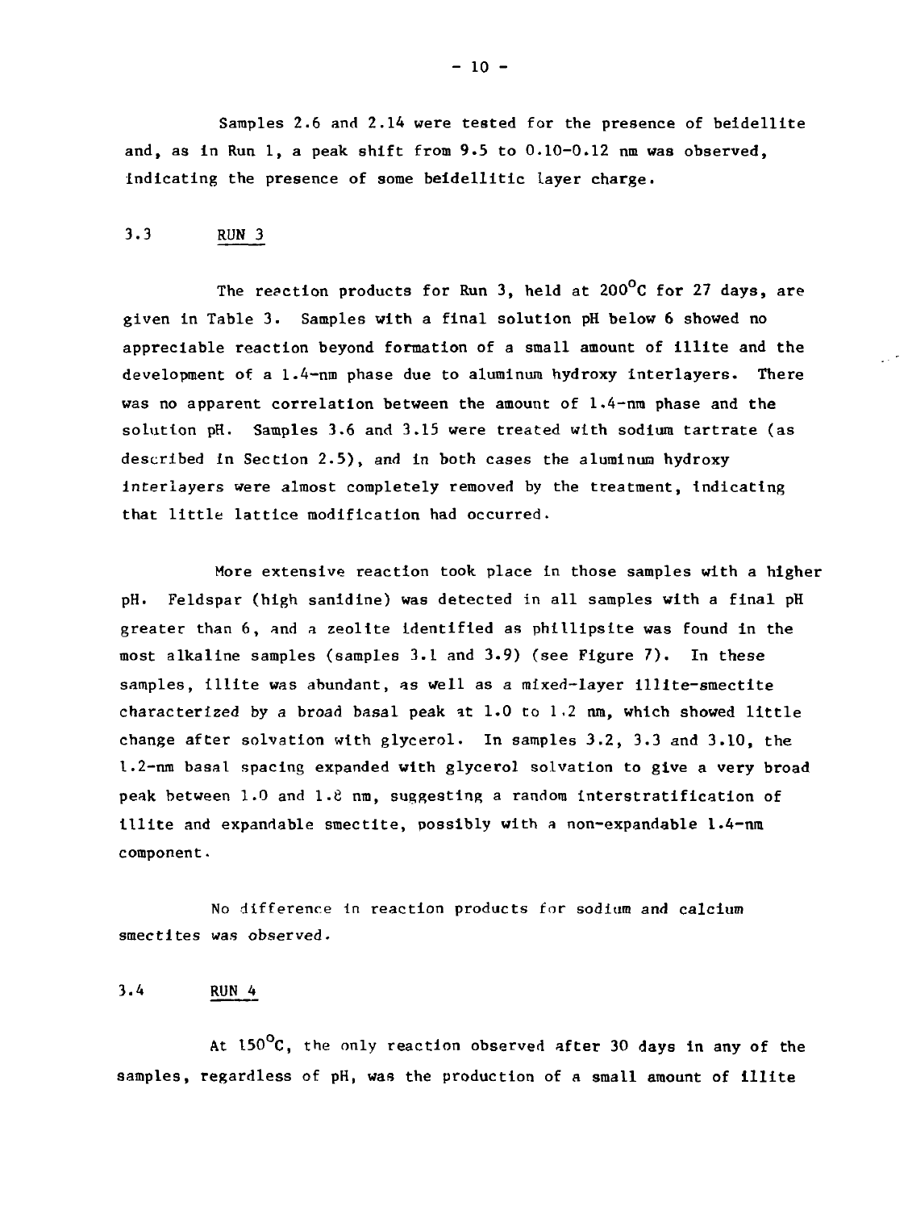Samples 2.6 and 2.14 were tested for the presence of beidellite and, as in Run 1, a peak shift from 9.5 to 0.10-0.12 nm was observed, indicating the presence of some beidellitic layer charge.

### 3.3 RUN 3

The reaction products for Run 3, held at 200°C for 27 days, are given in Table 3. Samples with a final solution pH below 6 showed no appreciable reaction beyond formation of a small amount of illite and the development of a 1.4-nm phase due to aluminum hydroxy interlayers. There was no apparent correlation between the amount of 1.4-nm phase and the solution pH. Samples 3.6 and 3.15 were treated with sodium tartrate (as described in Section 2.5), and in both cases the aluminum hydroxy interlayers were almost completely removed by the treatment, indicating that little lattice modification had occurred.

More extensive reaction took place in those samples with a higher pH. Feldspar (high sanidine) was detected in all samples with a final pH greater than 6, and a zeolite identified as phillipsite was found in the most alkaline samples (samples 3.1 and 3.9) (see Figure 7). In these samples, illite was abundant, as well as a mixed-layer illite-smectite characterized by a broad basal peak at 1.0 to 1.2 nm, which showed little change after solvation with glycerol. In samples 3.2, 3.3 and 3.10, the 1.2-nm basal spacing expanded with glycerol solvation to give a very broad peak between 1.0 and 1.8 nm, suggesting a random interstratification of illite and expandable smectite, possibly with a non-expandable 1.4-nm component.

No difference in reaction products for sodium and calcium smectites was observed.

### 3.4 RUN 4

At 150°C, the only reaction observed after 30 days in any of the samples, regardless of pH, was the production of a small amount of illite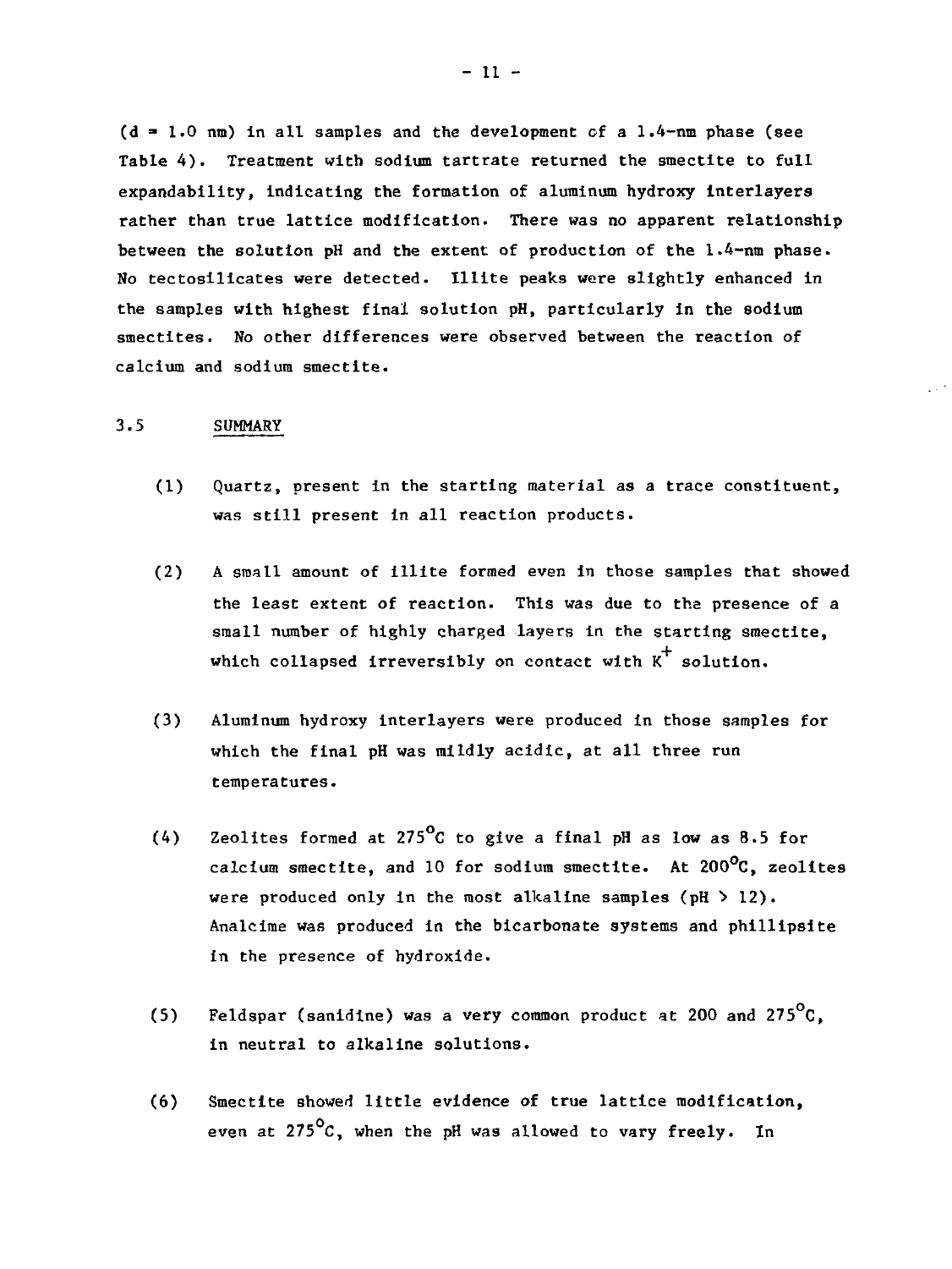(d = 1.0 nm) in all samples and the development of a 1.4-nm phase (see Table 4). Treatment with sodium tartrate returned the smectite to full expandability, indicating the formation of aluminum hydroxy interlayers rather than true lattice modification. There was no apparent relationship between the solution pH and the extent of production of the 1.4-nm phase. No tectosilicates were detected. Illite peaks were slightly enhanced in the samples with highest final solution pH, particularly in the sodium smectites. No other differences were observed between the reaction of calcium and sodium smectite.

## 3.5 SUMMARY

(1) Quartz, present in the starting material as a trace constituent, was still present in all reaction products.

(2) A small amount of illite formed even in those samples that showed the least extent of reaction. This was due to the presence of a small number of highly charged layers in the starting smectite, which collapsed irreversibly on contact with $K^+$ solution.

(3) Aluminum hydroxy interlayers were produced in those samples for which the final pH was mildly acidic, at all three run temperatures.

(4) Zeolites formed at 275°C to give a final pH as low as 8.5 for calcium smectite, and 10 for sodium smectite. At 200°C, zeolites were produced only in the most alkaline samples (pH > 12). Analcime was produced in the bicarbonate systems and phillipsite in the presence of hydroxide.

(5) Feldspar (sanidine) was a very common product at 200 and 275°C, in neutral to alkaline solutions.

(6) Smectite showed little evidence of true lattice modification, even at 275°C, when the pH was allowed to vary freely. In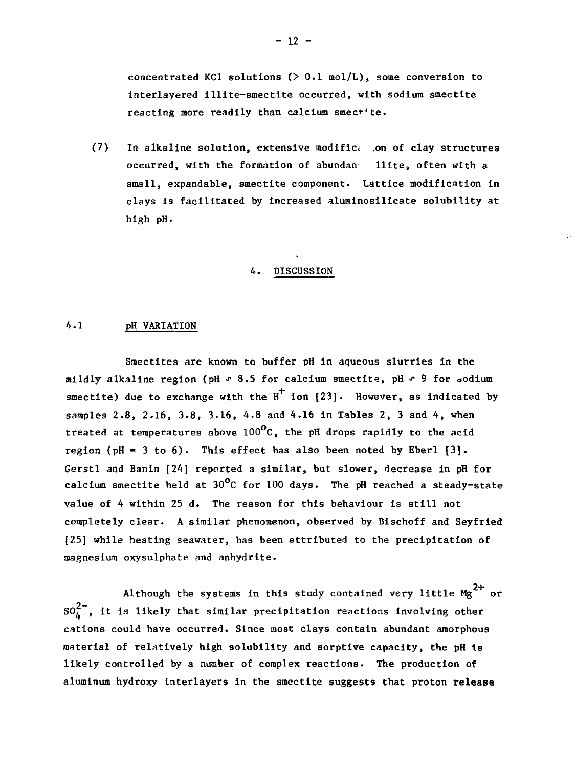concentrated KCl solutions (> 0.1 mol/L), some conversion to interlayered illite-smectite occurred, with sodium smectite reacting more readily than calcium smectite.

(7) In alkaline solution, extensive modification of clay structures occurred, with the formation of abundant illite, often with a small, expandable, smectite component. Lattice modification in clays is facilitated by increased aluminosilicate solubility at high pH.

## 4. DISCUSSION

### 4.1 pH VARIATION

Smectites are known to buffer pH in aqueous slurries in the mildly alkaline region (pH ~ 8.5 for calcium smectite, pH ~ 9 for sodium smectite) due to exchange with the $H^+$ ion [23]. However, as indicated by samples 2.8, 2.16, 3.8, 3.16, 4.8 and 4.16 in Tables 2, 3 and 4, when treated at temperatures above 100°C, the pH drops rapidly to the acid region (pH = 3 to 6). This effect has also been noted by Eberl [3]. Gerstl and Banin [24] reported a similar, but slower, decrease in pH for calcium smectite held at 30°C for 100 days. The pH reached a steady-state value of 4 within 25 d. The reason for this behaviour is still not completely clear. A similar phenomenon, observed by Bischoff and Seyfried [25] while heating seawater, has been attributed to the precipitation of magnesium oxysulphate and anhydrite.

Although the systems in this study contained very little $Mg^{2+}$ or $SO_4^{2-}$, it is likely that similar precipitation reactions involving other cations could have occurred. Since most clays contain abundant amorphous material of relatively high solubility and sorptive capacity, the pH is likely controlled by a number of complex reactions. The production of aluminum hydroxy interlayers in the smectite suggests that proton release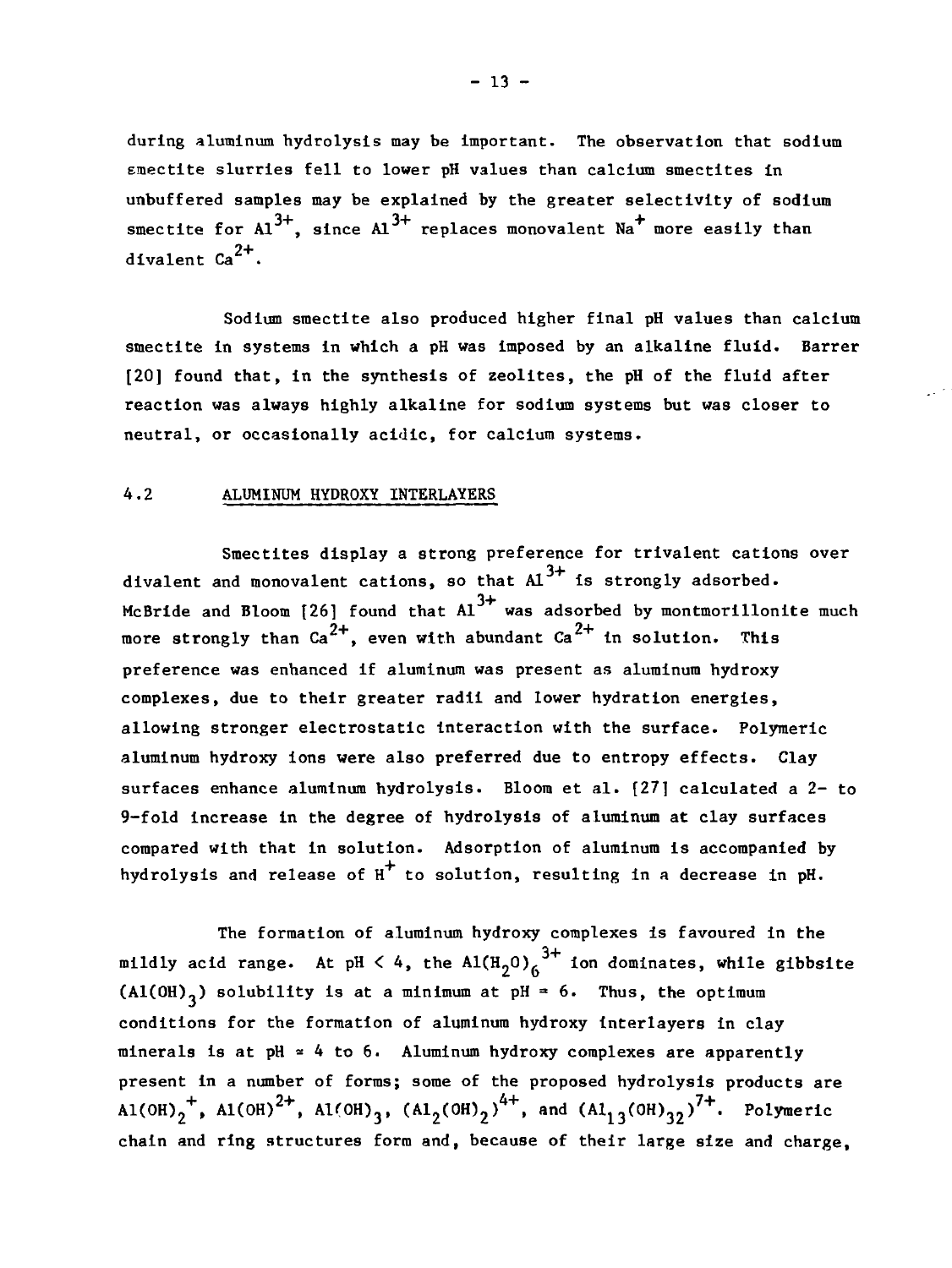during aluminum hydrolysis may be important. The observation that sodium smectite slurries fell to lower pH values than calcium smectites in unbuffered samples may be explained by the greater selectivity of sodium smectite for $Al^{3+}$, since $Al^{3+}$ replaces monovalent $Na^{+}$ more easily than divalent $Ca^{2+}$.

Sodium smectite also produced higher final pH values than calcium smectite in systems in which a pH was imposed by an alkaline fluid. Barrer [20] found that, in the synthesis of zeolites, the pH of the fluid after reaction was always highly alkaline for sodium systems but was closer to neutral, or occasionally acidic, for calcium systems.

## 4.2 ALUMINUM HYDROXY INTERLAYERS

Smectites display a strong preference for trivalent cations over divalent and monovalent cations, so that $Al^{3+}$ is strongly adsorbed. McBride and Bloom [26] found that $Al^{3+}$ was adsorbed by montmorillonite much more strongly than $Ca^{2+}$, even with abundant $Ca^{2+}$ in solution. This preference was enhanced if aluminum was present as aluminum hydroxy complexes, due to their greater radii and lower hydration energies, allowing stronger electrostatic interaction with the surface. Polymeric aluminum hydroxy ions were also preferred due to entropy effects. Clay surfaces enhance aluminum hydrolysis. Bloom et al. [27] calculated a 2- to 9-fold increase in the degree of hydrolysis of aluminum at clay surfaces compared with that in solution. Adsorption of aluminum is accompanied by hydrolysis and release of $H^{+}$ to solution, resulting in a decrease in pH.

The formation of aluminum hydroxy complexes is favoured in the mildly acid range. At pH < 4, the $Al(H_2O)_6^{\ 3+}$ ion dominates, while gibbsite ($Al(OH)_3$) solubility is at a minimum at pH ≈ 6. Thus, the optimum conditions for the formation of aluminum hydroxy interlayers in clay minerals is at pH ≈ 4 to 6. Aluminum hydroxy complexes are apparently present in a number of forms; some of the proposed hydrolysis products are $Al(OH)_2^{\ +}$, $Al(OH)^{2+}$, $Al(OH)_3$, $(Al_2(OH)_2)^{4+}$, and $(Al_{13}(OH)_{32})^{7+}$. Polymeric chain and ring structures form and, because of their large size and charge,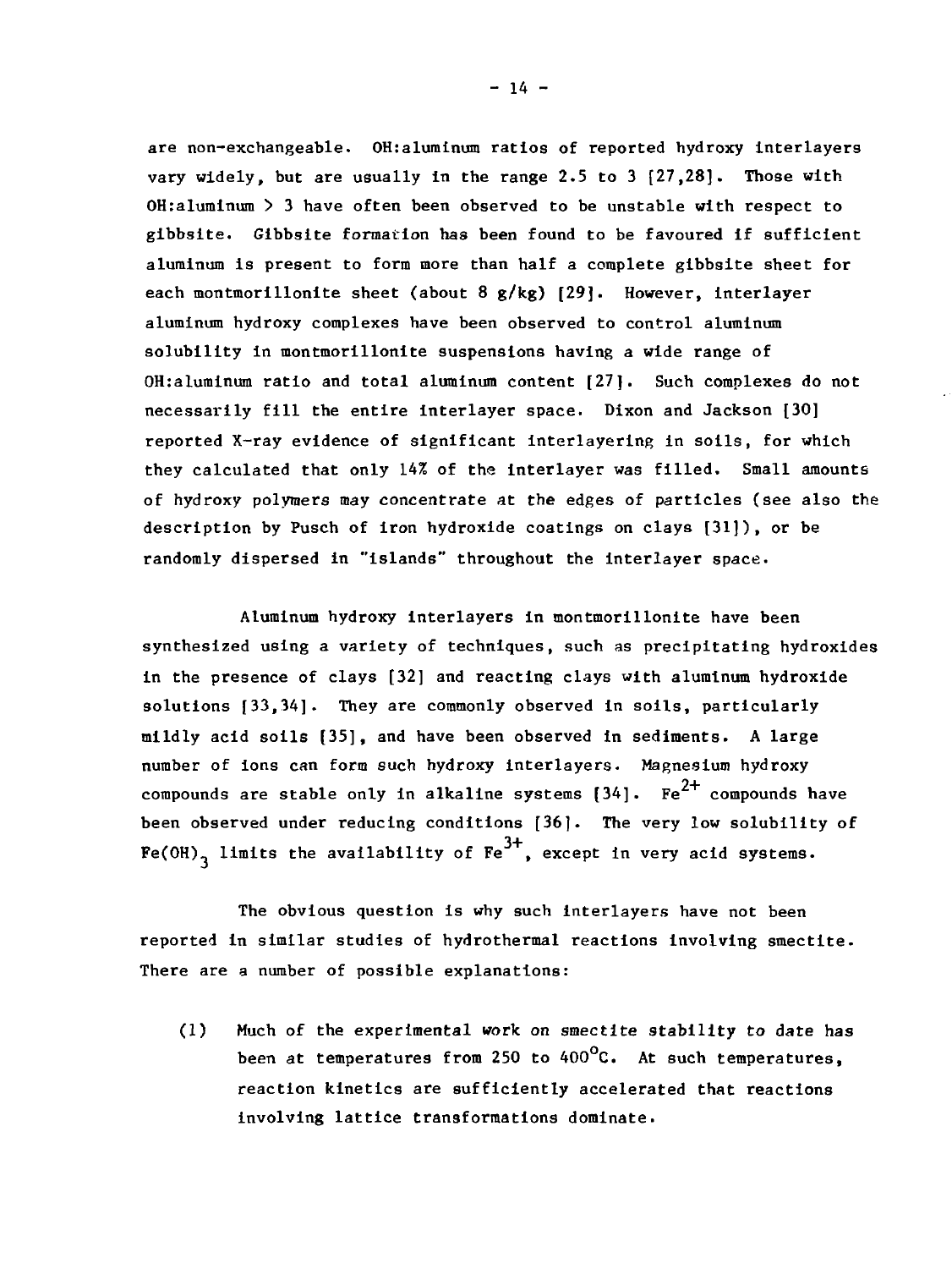are non-exchangeable. OH:aluminum ratios of reported hydroxy interlayers vary widely, but are usually in the range 2.5 to 3 [27,28]. Those with OH:aluminum > 3 have often been observed to be unstable with respect to gibbsite. Gibbsite formation has been found to be favoured if sufficient aluminum is present to form more than half a complete gibbsite sheet for each montmorillonite sheet (about 8 g/kg) [29]. However, interlayer aluminum hydroxy complexes have been observed to control aluminum solubility in montmorillonite suspensions having a wide range of OH:aluminum ratio and total aluminum content [27]. Such complexes do not necessarily fill the entire interlayer space. Dixon and Jackson [30] reported X-ray evidence of significant interlayering in soils, for which they calculated that only 14% of the interlayer was filled. Small amounts of hydroxy polymers may concentrate at the edges of particles (see also the description by Pusch of iron hydroxide coatings on clays [31]), or be randomly dispersed in "islands" throughout the interlayer space.

Aluminum hydroxy interlayers in montmorillonite have been synthesized using a variety of techniques, such as precipitating hydroxides in the presence of clays [32] and reacting clays with aluminum hydroxide solutions [33,34]. They are commonly observed in soils, particularly mildly acid soils [35], and have been observed in sediments. A large number of ions can form such hydroxy interlayers. Magnesium hydroxy compounds are stable only in alkaline systems [34]. $Fe^{2+}$ compounds have been observed under reducing conditions [36]. The very low solubility of $Fe(OH)_3$ limits the availability of $Fe^{3+}$, except in very acid systems.

The obvious question is why such interlayers have not been reported in similar studies of hydrothermal reactions involving smectite. There are a number of possible explanations:

(1) Much of the experimental work on smectite stability to date has been at temperatures from 250 to 400°C. At such temperatures, reaction kinetics are sufficiently accelerated that reactions involving lattice transformations dominate.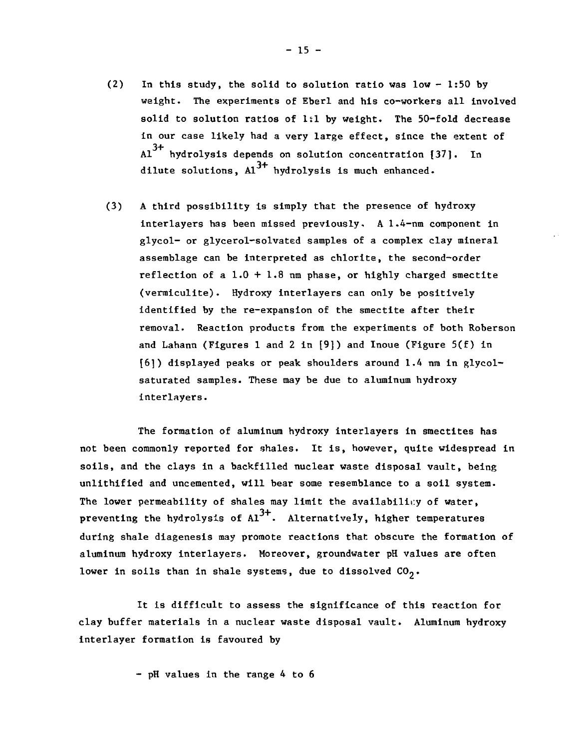(2) In this study, the solid to solution ratio was low - 1:50 by weight. The experiments of Eberl and his co-workers all involved solid to solution ratios of 1:1 by weight. The 50-fold decrease in our case likely had a very large effect, since the extent of $Al^{3+}$ hydrolysis depends on solution concentration [37]. In dilute solutions, $Al^{3+}$ hydrolysis is much enhanced.

(3) A third possibility is simply that the presence of hydroxy interlayers has been missed previously. A 1.4-nm component in glycol- or glycerol-solvated samples of a complex clay mineral assemblage can be interpreted as chlorite, the second-order reflection of a 1.0 + 1.8 nm phase, or highly charged smectite (vermiculite). Hydroxy interlayers can only be positively identified by the re-expansion of the smectite after their removal. Reaction products from the experiments of both Roberson and Lahann (Figures 1 and 2 in [9]) and Inoue (Figure 5(f) in [6]) displayed peaks or peak shoulders around 1.4 nm in glycol-saturated samples. These may be due to aluminum hydroxy interlayers.

The formation of aluminum hydroxy interlayers in smectites has not been commonly reported for shales. It is, however, quite widespread in soils, and the clays in a backfilled nuclear waste disposal vault, being unlithified and uncemented, will bear some resemblance to a soil system. The lower permeability of shales may limit the availability of water, preventing the hydrolysis of $Al^{3+}$. Alternatively, higher temperatures during shale diagenesis may promote reactions that obscure the formation of aluminum hydroxy interlayers. Moreover, groundwater pH values are often lower in soils than in shale systems, due to dissolved $CO_2$.

It is difficult to assess the significance of this reaction for clay buffer materials in a nuclear waste disposal vault. Aluminum hydroxy interlayer formation is favoured by

- pH values in the range 4 to 6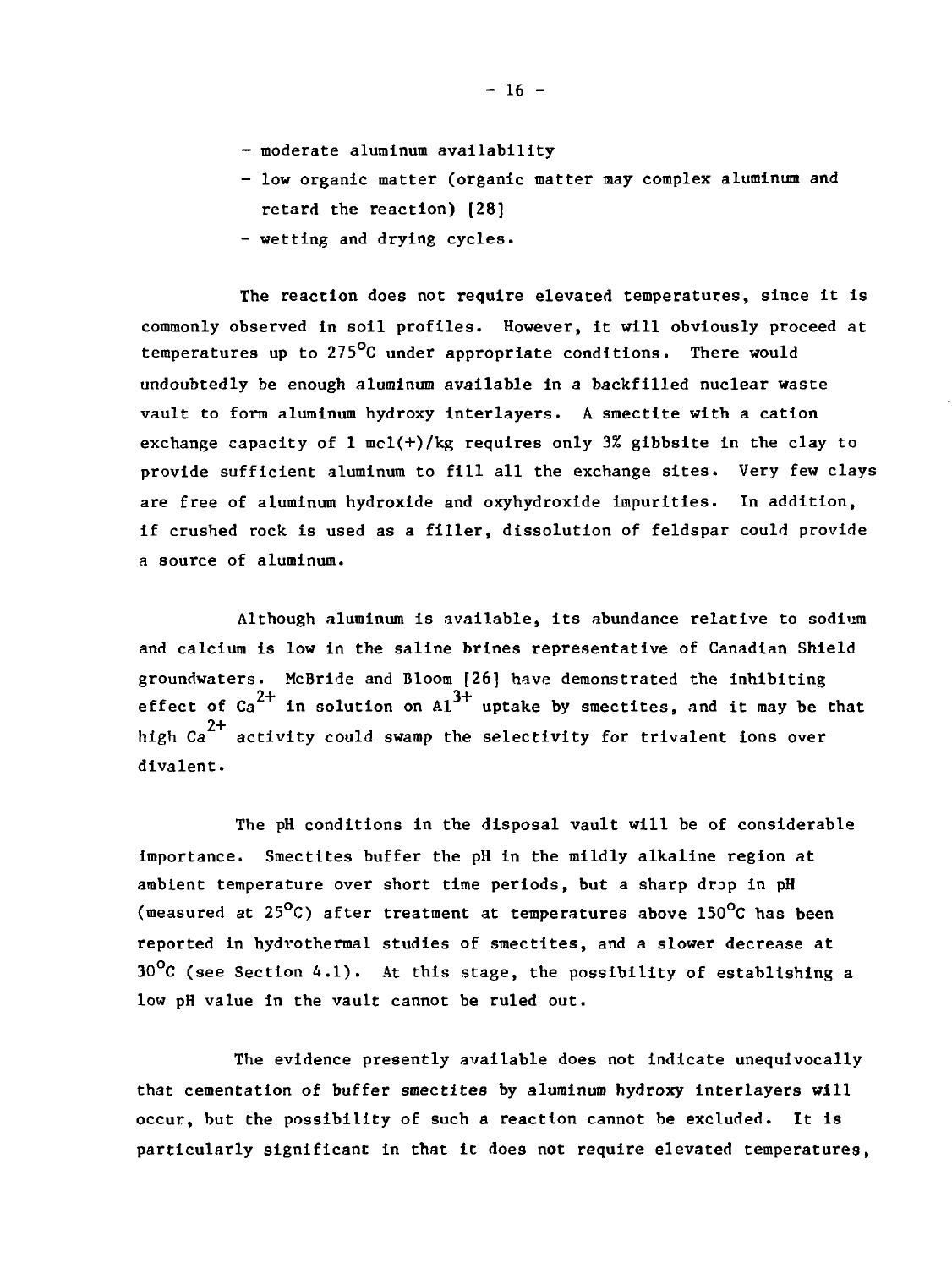- moderate aluminum availability
- low organic matter (organic matter may complex aluminum and retard the reaction) [28]
- wetting and drying cycles.

The reaction does not require elevated temperatures, since it is commonly observed in soil profiles. However, it will obviously proceed at temperatures up to 275°C under appropriate conditions. There would undoubtedly be enough aluminum available in a backfilled nuclear waste vault to form aluminum hydroxy interlayers. A smectite with a cation exchange capacity of 1 mol(+)/kg requires only 3% gibbsite in the clay to provide sufficient aluminum to fill all the exchange sites. Very few clays are free of aluminum hydroxide and oxyhydroxide impurities. In addition, if crushed rock is used as a filler, dissolution of feldspar could provide a source of aluminum.

Although aluminum is available, its abundance relative to sodium and calcium is low in the saline brines representative of Canadian Shield groundwaters. McBride and Bloom [26] have demonstrated the inhibiting effect of $Ca^{2+}$ in solution on $Al^{3+}$ uptake by smectites, and it may be that high $Ca^{2+}$ activity could swamp the selectivity for trivalent ions over divalent.

The pH conditions in the disposal vault will be of considerable importance. Smectites buffer the pH in the mildly alkaline region at ambient temperature over short time periods, but a sharp drop in pH (measured at 25°C) after treatment at temperatures above 150°C has been reported in hydrothermal studies of smectites, and a slower decrease at 30°C (see Section 4.1). At this stage, the possibility of establishing a low pH value in the vault cannot be ruled out.

The evidence presently available does not indicate unequivocally that cementation of buffer smectites by aluminum hydroxy interlayers will occur, but the possibility of such a reaction cannot be excluded. It is particularly significant in that it does not require elevated temperatures,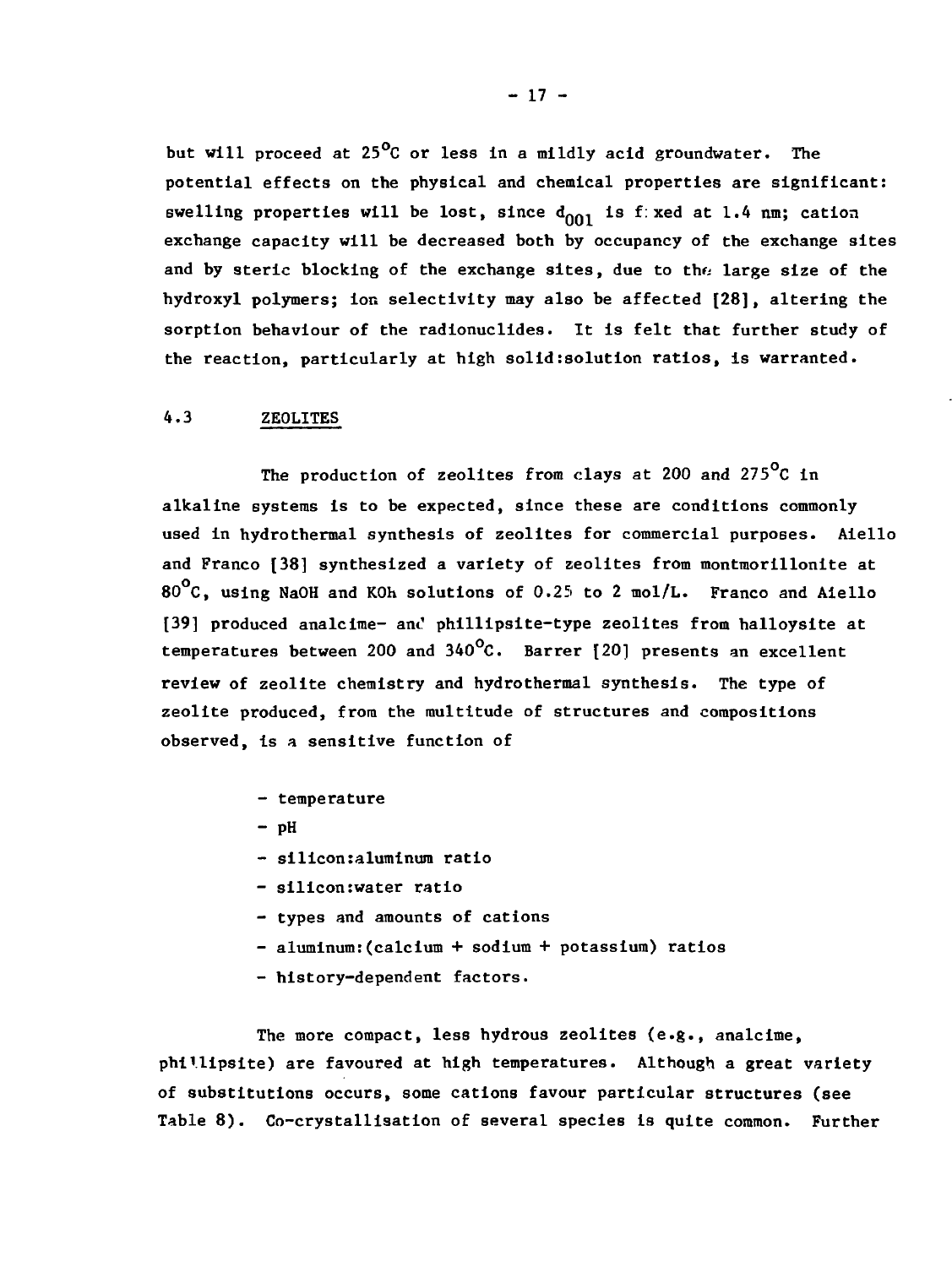but will proceed at 25°C or less in a mildly acid groundwater. The potential effects on the physical and chemical properties are significant: swelling properties will be lost, since $d_{001}$ is fixed at 1.4 nm; cation exchange capacity will be decreased both by occupancy of the exchange sites and by steric blocking of the exchange sites, due to the large size of the hydroxyl polymers; ion selectivity may also be affected [28], altering the sorption behaviour of the radionuclides. It is felt that further study of the reaction, particularly at high solid:solution ratios, is warranted.

## 4.3 ZEOLITES

The production of zeolites from clays at 200 and 275°C in alkaline systems is to be expected, since these are conditions commonly used in hydrothermal synthesis of zeolites for commercial purposes. Aiello and Franco [38] synthesized a variety of zeolites from montmorillonite at 80°C, using NaOH and KOh solutions of 0.25 to 2 mol/L. Franco and Aiello [39] produced analcime- and phillipsite-type zeolites from halloysite at temperatures between 200 and 340°C. Barrer [20] presents an excellent review of zeolite chemistry and hydrothermal synthesis. The type of zeolite produced, from the multitude of structures and compositions observed, is a sensitive function of

- temperature
- pH
- silicon:aluminum ratio
- silicon:water ratio
- types and amounts of cations
- aluminum:(calcium + sodium + potassium) ratios
- history-dependent factors.

The more compact, less hydrous zeolites (e.g., analcime, phillipsite) are favoured at high temperatures. Although a great variety of substitutions occurs, some cations favour particular structures (see Table 8). Co-crystallisation of several species is quite common. Further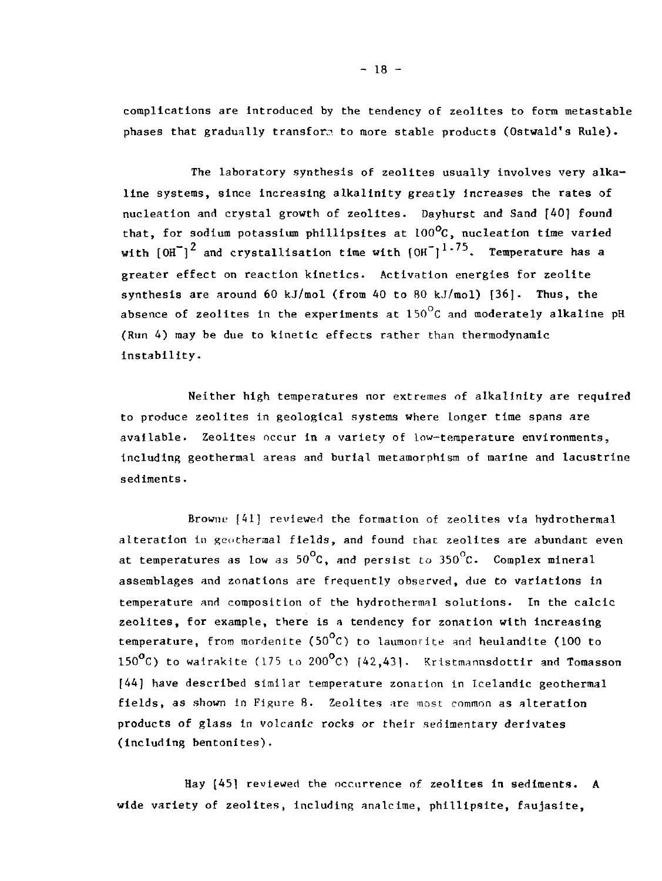complications are introduced by the tendency of zeolites to form metastable phases that gradually transform to more stable products (Ostwald's Rule).

The laboratory synthesis of zeolites usually involves very alkaline systems, since increasing alkalinity greatly increases the rates of nucleation and crystal growth of zeolites. Dayhurst and Sand [40] found that, for sodium potassium phillipsites at 100°C, nucleation time varied with $[OH^-]^2$ and crystallisation time with $[OH^-]^{1.75}$. Temperature has a greater effect on reaction kinetics. Activation energies for zeolite synthesis are around 60 kJ/mol (from 40 to 80 kJ/mol) [36]. Thus, the absence of zeolites in the experiments at 150°C and moderately alkaline pH (Run 4) may be due to kinetic effects rather than thermodynamic instability.

Neither high temperatures nor extremes of alkalinity are required to produce zeolites in geological systems where longer time spans are available. Zeolites occur in a variety of low-temperature environments, including geothermal areas and burial metamorphism of marine and lacustrine sediments.

Browne [41] reviewed the formation of zeolites via hydrothermal alteration in geothermal fields, and found that zeolites are abundant even at temperatures as low as 50°C, and persist to 350°C. Complex mineral assemblages and zonations are frequently observed, due to variations in temperature and composition of the hydrothermal solutions. In the calcic zeolites, for example, there is a tendency for zonation with increasing temperature, from mordenite (50°C) to laumontite and heulandite (100 to 150°C) to wairakite (175 to 200°C) [42,43]. Kristmannsdottir and Tomasson [44] have described similar temperature zonation in Icelandic geothermal fields, as shown in Figure 8. Zeolites are most common as alteration products of glass in volcanic rocks or their sedimentary derivates (including bentonites).

Hay [45] reviewed the occurrence of zeolites in sediments. A wide variety of zeolites, including analcime, phillipsite, faujasite,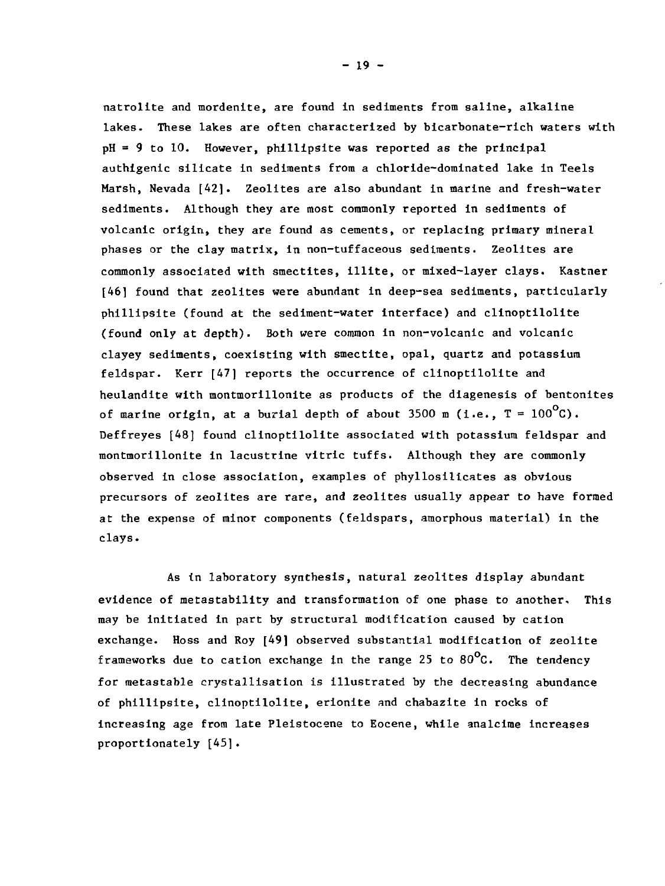natrolite and mordenite, are found in sediments from saline, alkaline lakes. These lakes are often characterized by bicarbonate-rich waters with pH = 9 to 10. However, phillipsite was reported as the principal authigenic silicate in sediments from a chloride-dominated lake in Teels Marsh, Nevada [42]. Zeolites are also abundant in marine and fresh-water sediments. Although they are most commonly reported in sediments of volcanic origin, they are found as cements, or replacing primary mineral phases or the clay matrix, in non-tuffaceous sediments. Zeolites are commonly associated with smectites, illite, or mixed-layer clays. Kastner [46] found that zeolites were abundant in deep-sea sediments, particularly phillipsite (found at the sediment-water interface) and clinoptilolite (found only at depth). Both were common in non-volcanic and volcanic clayey sediments, coexisting with smectite, opal, quartz and potassium feldspar. Kerr [47] reports the occurrence of clinoptilolite and heulandite with montmorillonite as products of the diagenesis of bentonites of marine origin, at a burial depth of about 3500 m (i.e., $T = 100^{o}C$). Deffreyes [48] found clinoptilolite associated with potassium feldspar and montmorillonite in lacustrine vitric tuffs. Although they are commonly observed in close association, examples of phyllosilicates as obvious precursors of zeolites are rare, and zeolites usually appear to have formed at the expense of minor components (feldspars, amorphous material) in the clays.

As in laboratory synthesis, natural zeolites display abundant evidence of metastability and transformation of one phase to another. This may be initiated in part by structural modification caused by cation exchange. Hoss and Roy [49] observed substantial modification of zeolite frameworks due to cation exchange in the range 25 to $80^{o}C$. The tendency for metastable crystallisation is illustrated by the decreasing abundance of phillipsite, clinoptilolite, erionite and chabazite in rocks of increasing age from late Pleistocene to Eocene, while analcime increases proportionately [45].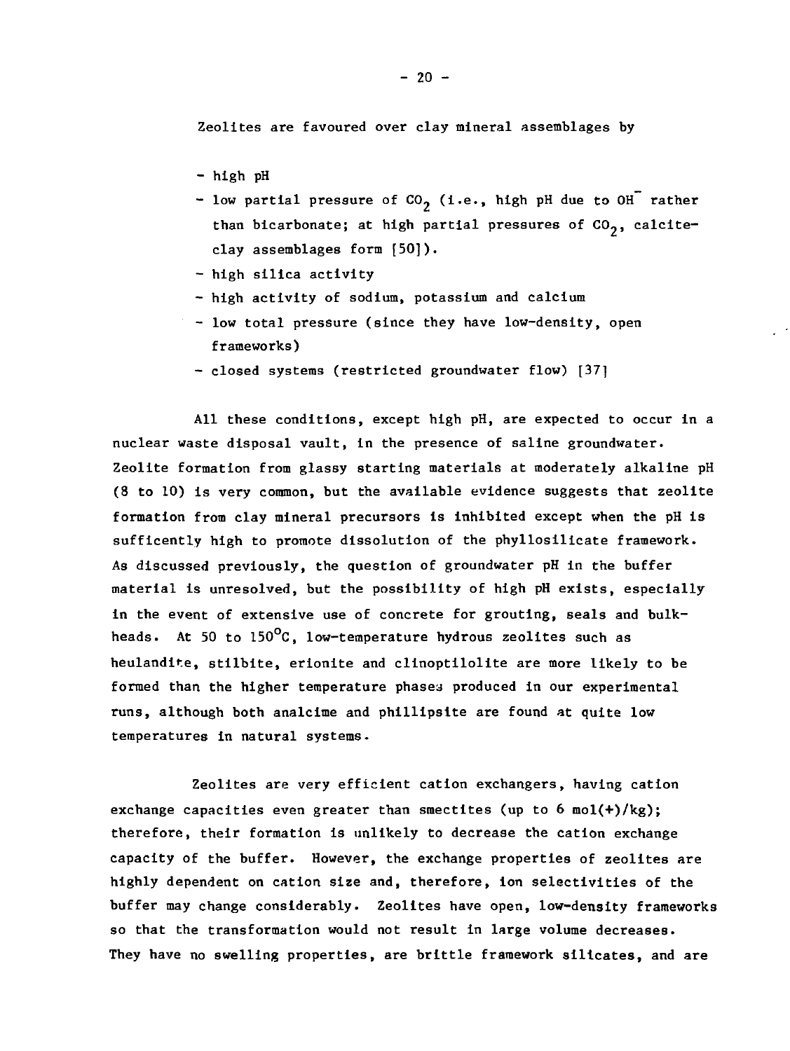Zeolites are favoured over clay mineral assemblages by

- high pH
- low partial pressure of $CO_2$ (i.e., high pH due to $OH^-$ rather than bicarbonate; at high partial pressures of $CO_2$, calcite-clay assemblages form [50]).
- high silica activity
- high activity of sodium, potassium and calcium
- low total pressure (since they have low-density, open frameworks)
- closed systems (restricted groundwater flow) [37]

All these conditions, except high pH, are expected to occur in a nuclear waste disposal vault, in the presence of saline groundwater. Zeolite formation from glassy starting materials at moderately alkaline pH (8 to 10) is very common, but the available evidence suggests that zeolite formation from clay mineral precursors is inhibited except when the pH is sufficently high to promote dissolution of the phyllosilicate framework. As discussed previously, the question of groundwater pH in the buffer material is unresolved, but the possibility of high pH exists, especially in the event of extensive use of concrete for grouting, seals and bulkheads. At 50 to 150°C, low-temperature hydrous zeolites such as heulandite, stilbite, erionite and clinoptilolite are more likely to be formed than the higher temperature phases produced in our experimental runs, although both analcime and phillipsite are found at quite low temperatures in natural systems.

Zeolites are very efficient cation exchangers, having cation exchange capacities even greater than smectites (up to 6 mol(+)/kg); therefore, their formation is unlikely to decrease the cation exchange capacity of the buffer. However, the exchange properties of zeolites are highly dependent on cation size and, therefore, ion selectivities of the buffer may change considerably. Zeolites have open, low-density frameworks so that the transformation would not result in large volume decreases. They have no swelling properties, are brittle framework silicates, and are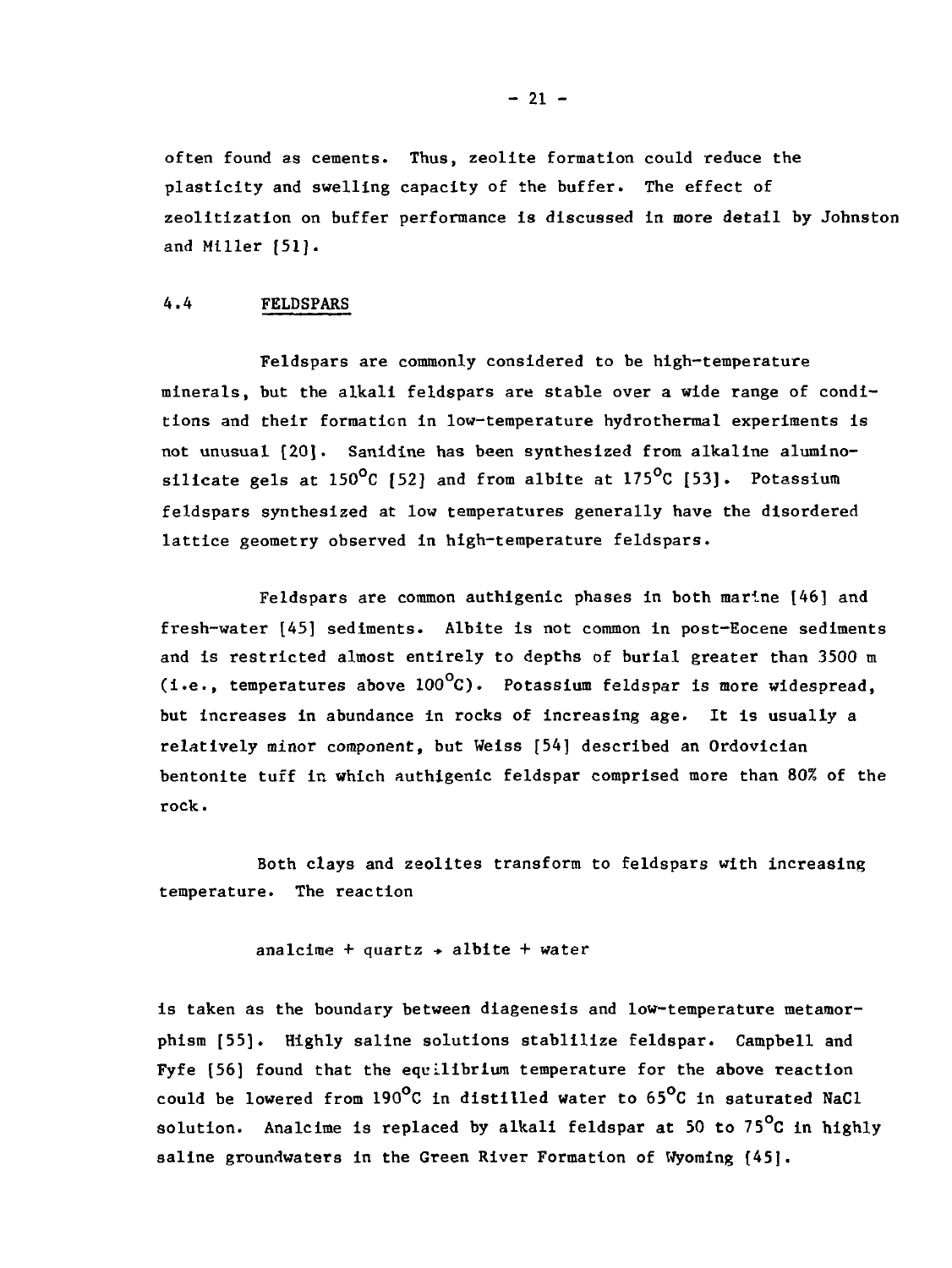often found as cements. Thus, zeolite formation could reduce the plasticity and swelling capacity of the buffer. The effect of zeolitization on buffer performance is discussed in more detail by Johnston and Miller [51].

## 4.4 FELDSPARS

Feldspars are commonly considered to be high-temperature minerals, but the alkali feldspars are stable over a wide range of conditions and their formation in low-temperature hydrothermal experiments is not unusual [20]. Sanidine has been synthesized from alkaline aluminosilicate gels at 150°C [52] and from albite at 175°C [53]. Potassium feldspars synthesized at low temperatures generally have the disordered lattice geometry observed in high-temperature feldspars.

Feldspars are common authigenic phases in both marine [46] and fresh-water [45] sediments. Albite is not common in post-Eocene sediments and is restricted almost entirely to depths of burial greater than 3500 m (i.e., temperatures above 100°C). Potassium feldspar is more widespread, but increases in abundance in rocks of increasing age. It is usually a relatively minor component, but Weiss [54] described an Ordovician bentonite tuff in which authigenic feldspar comprised more than 80% of the rock.

Both clays and zeolites transform to feldspars with increasing temperature. The reaction

$$\text{analcime} + \text{quartz} \rightarrow \text{albite} + \text{water}$$

is taken as the boundary between diagenesis and low-temperature metamorphism [55]. Highly saline solutions stablilize feldspar. Campbell and Fyfe [56] found that the equilibrium temperature for the above reaction could be lowered from 190°C in distilled water to 65°C in saturated NaCl solution. Analcime is replaced by alkali feldspar at 50 to 75°C in highly saline groundwaters in the Green River Formation of Wyoming [45].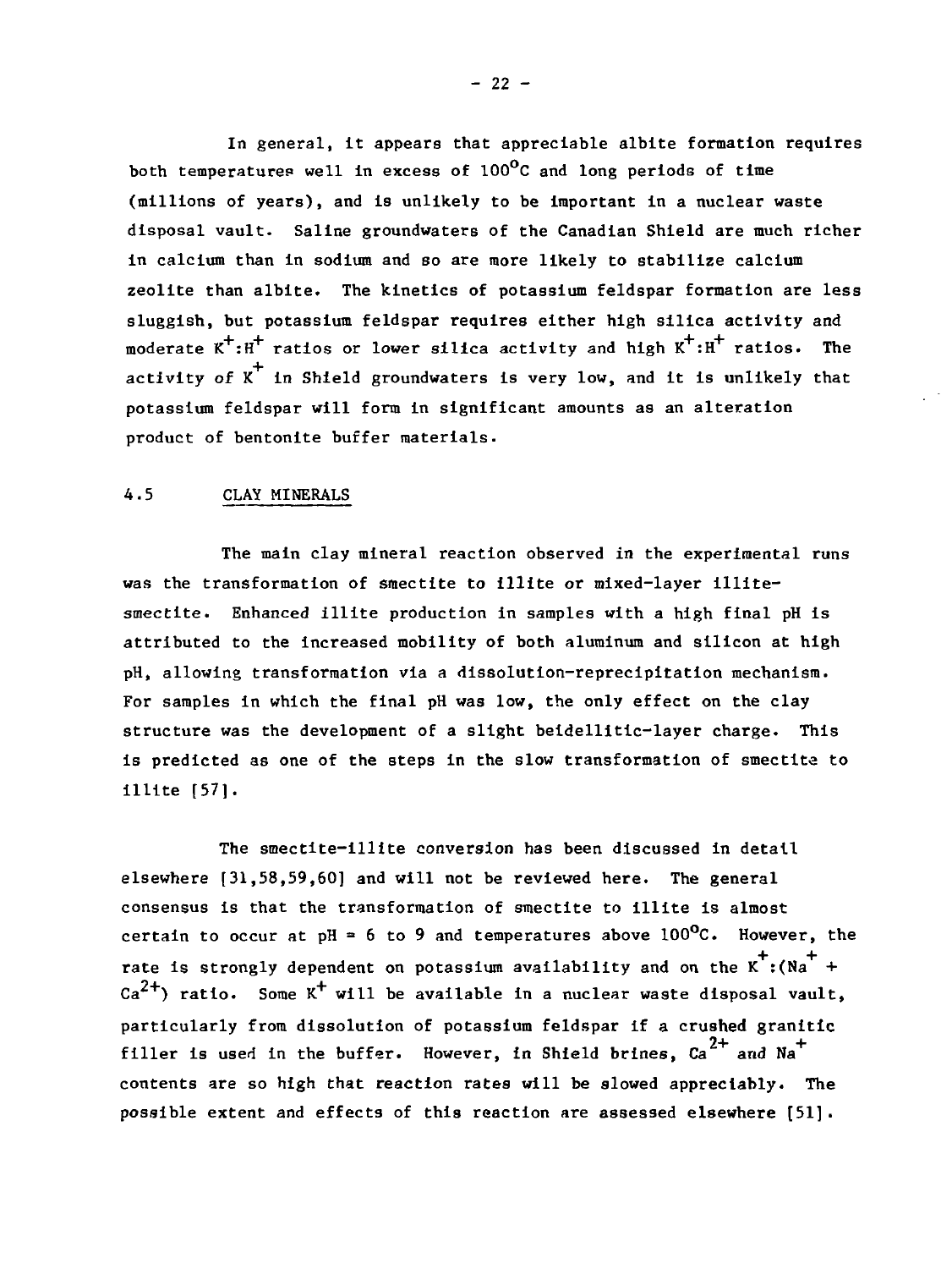In general, it appears that appreciable albite formation requires both temperatures well in excess of 100°C and long periods of time (millions of years), and is unlikely to be important in a nuclear waste disposal vault. Saline groundwaters of the Canadian Shield are much richer in calcium than in sodium and so are more likely to stabilize calcium zeolite than albite. The kinetics of potassium feldspar formation are less sluggish, but potassium feldspar requires either high silica activity and moderate $K^+:H^+$ ratios or lower silica activity and high $K^+:H^+$ ratios. The activity of $K^+$ in Shield groundwaters is very low, and it is unlikely that potassium feldspar will form in significant amounts as an alteration product of bentonite buffer materials.

## 4.5 CLAY MINERALS

The main clay mineral reaction observed in the experimental runs was the transformation of smectite to illite or mixed-layer illite-smectite. Enhanced illite production in samples with a high final pH is attributed to the increased mobility of both aluminum and silicon at high pH, allowing transformation via a dissolution-reprecipitation mechanism. For samples in which the final pH was low, the only effect on the clay structure was the development of a slight beidellitic-layer charge. This is predicted as one of the steps in the slow transformation of smectite to illite [57].

The smectite-illite conversion has been discussed in detail elsewhere [31,58,59,60] and will not be reviewed here. The general consensus is that the transformation of smectite to illite is almost certain to occur at pH = 6 to 9 and temperatures above 100°C. However, the rate is strongly dependent on potassium availability and on the $K^+:(Na^+ + Ca^{2+})$ ratio. Some $K^+$ will be available in a nuclear waste disposal vault, particularly from dissolution of potassium feldspar if a crushed granitic filler is used in the buffer. However, in Shield brines, $Ca^{2+}$ and $Na^+$ contents are so high that reaction rates will be slowed appreciably. The possible extent and effects of this reaction are assessed elsewhere [51].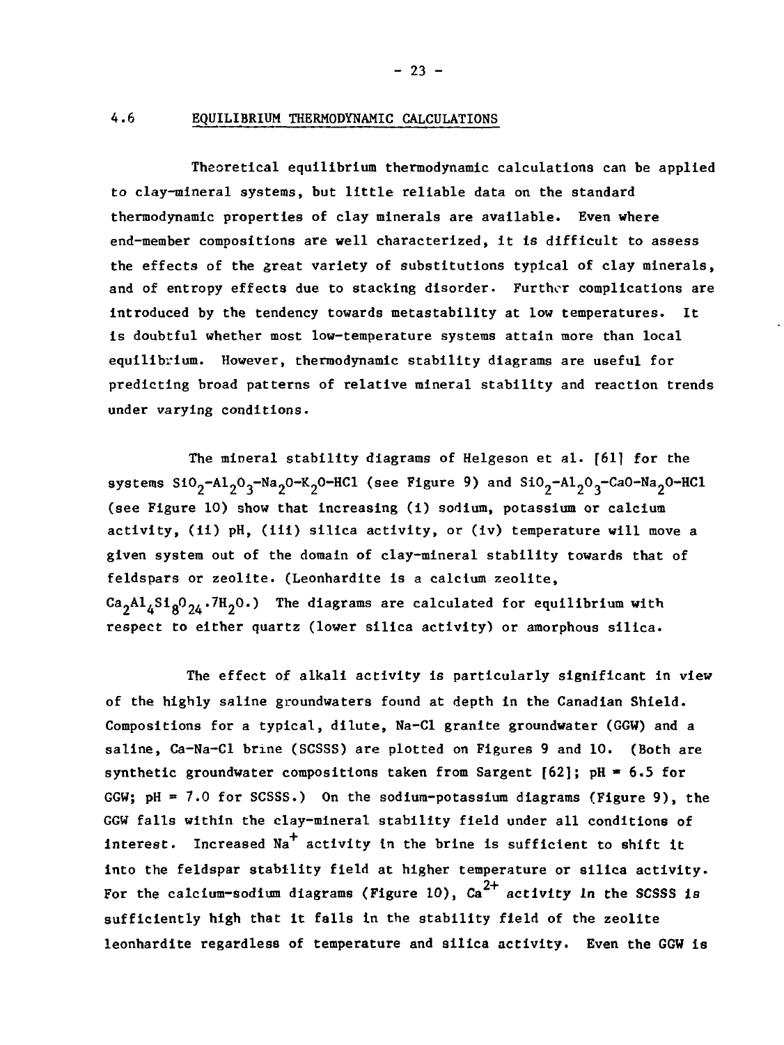## 4.6 EQUILIBRIUM THERMODYNAMIC CALCULATIONS

Theoretical equilibrium thermodynamic calculations can be applied to clay-mineral systems, but little reliable data on the standard thermodynamic properties of clay minerals are available. Even where end-member compositions are well characterized, it is difficult to assess the effects of the great variety of substitutions typical of clay minerals, and of entropy effects due to stacking disorder. Further complications are introduced by the tendency towards metastability at low temperatures. It is doubtful whether most low-temperature systems attain more than local equilibrium. However, thermodynamic stability diagrams are useful for predicting broad patterns of relative mineral stability and reaction trends under varying conditions.

The mineral stability diagrams of Helgeson et al. [61] for the systems $SiO_2$-$Al_2O_3$-$Na_2O$-$K_2O$-HCl (see Figure 9) and $SiO_2$-$Al_2O_3$-CaO-$Na_2O$-HCl (see Figure 10) show that increasing (i) sodium, potassium or calcium activity, (ii) pH, (iii) silica activity, or (iv) temperature will move a given system out of the domain of clay-mineral stability towards that of feldspars or zeolite. (Leonhardite is a calcium zeolite, $Ca_2Al_4Si_8O_{24}\cdot 7H_2O$.) The diagrams are calculated for equilibrium with respect to either quartz (lower silica activity) or amorphous silica.

The effect of alkali activity is particularly significant in view of the highly saline groundwaters found at depth in the Canadian Shield. Compositions for a typical, dilute, Na-Cl granite groundwater (GGW) and a saline, Ca-Na-Cl brine (SCSSS) are plotted on Figures 9 and 10. (Both are synthetic groundwater compositions taken from Sargent [62]; pH = 6.5 for GGW; pH = 7.0 for SCSSS.) On the sodium-potassium diagrams (Figure 9), the GGW falls within the clay-mineral stability field under all conditions of interest. Increased $Na^+$ activity in the brine is sufficient to shift it into the feldspar stability field at higher temperature or silica activity. For the calcium-sodium diagrams (Figure 10), $Ca^{2+}$ activity in the SCSSS is sufficiently high that it falls in the stability field of the zeolite leonhardite regardless of temperature and silica activity. Even the GGW is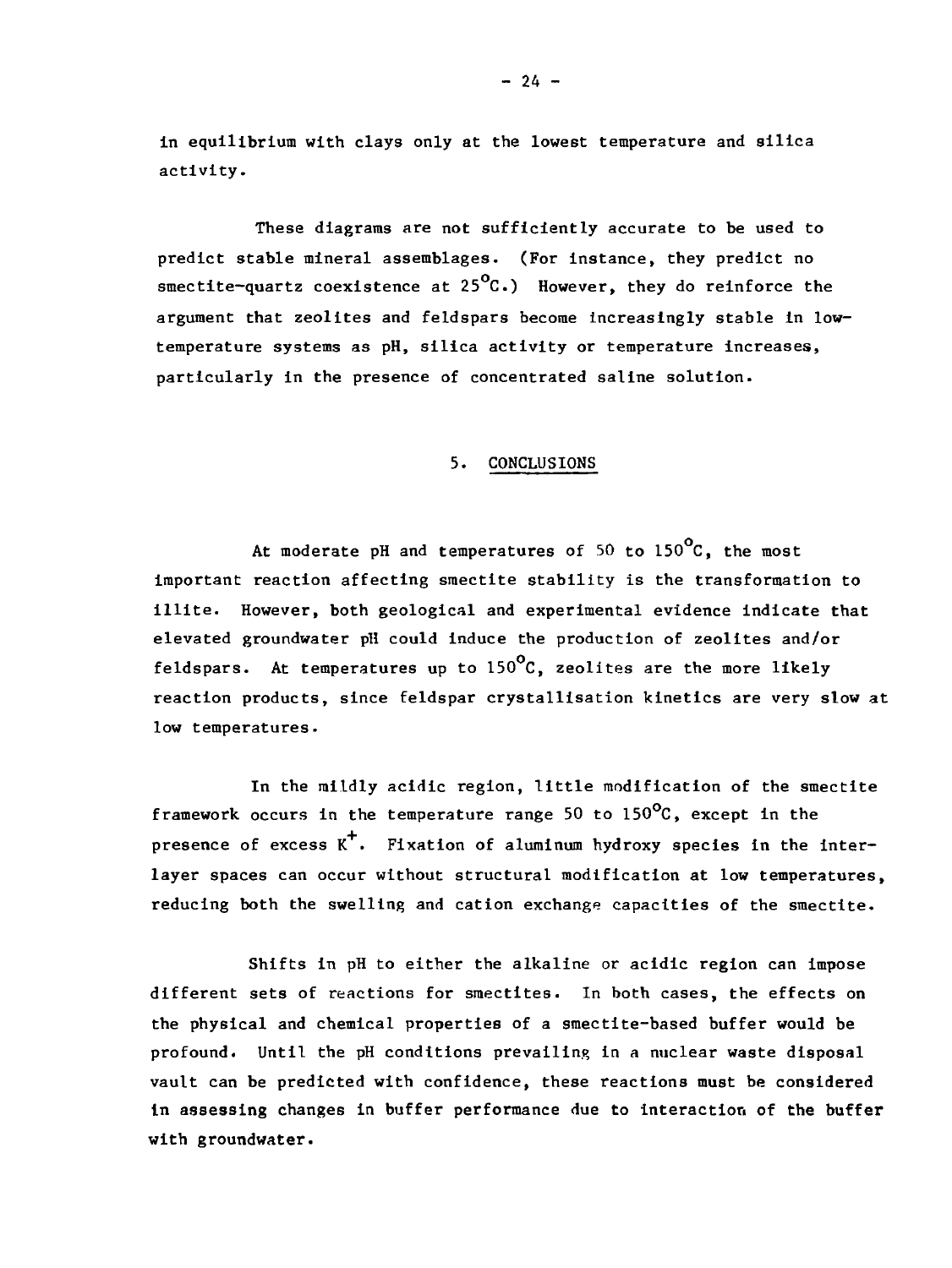in equilibrium with clays only at the lowest temperature and silica activity.

These diagrams are not sufficiently accurate to be used to predict stable mineral assemblages. (For instance, they predict no smectite-quartz coexistence at 25°C.) However, they do reinforce the argument that zeolites and feldspars become increasingly stable in low-temperature systems as pH, silica activity or temperature increases, particularly in the presence of concentrated saline solution.

## 5. CONCLUSIONS

At moderate pH and temperatures of 50 to 150°C, the most important reaction affecting smectite stability is the transformation to illite. However, both geological and experimental evidence indicate that elevated groundwater pH could induce the production of zeolites and/or feldspars. At temperatures up to 150°C, zeolites are the more likely reaction products, since feldspar crystallisation kinetics are very slow at low temperatures.

In the mildly acidic region, little modification of the smectite framework occurs in the temperature range 50 to 150°C, except in the presence of excess $K^+$. Fixation of aluminum hydroxy species in the interlayer spaces can occur without structural modification at low temperatures, reducing both the swelling and cation exchange capacities of the smectite.

Shifts in pH to either the alkaline or acidic region can impose different sets of reactions for smectites. In both cases, the effects on the physical and chemical properties of a smectite-based buffer would be profound. Until the pH conditions prevailing in a nuclear waste disposal vault can be predicted with confidence, these reactions must be considered in assessing changes in buffer performance due to interaction of the buffer with groundwater.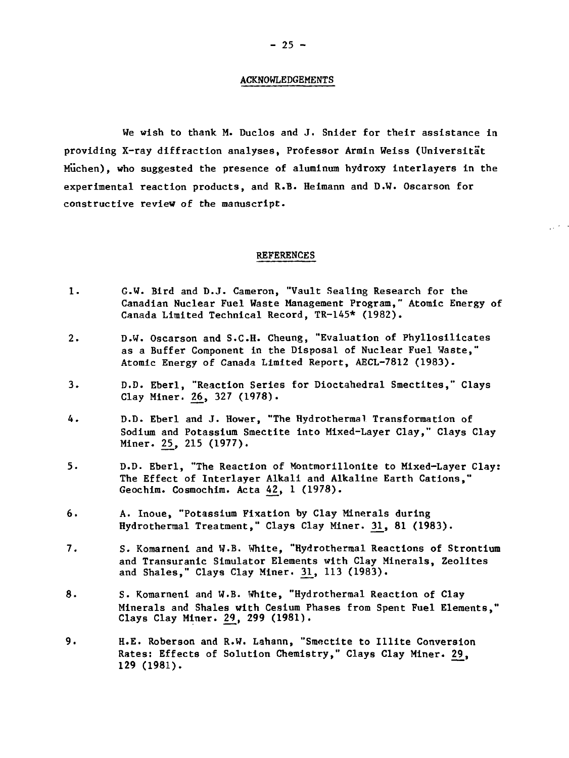## ACKNOWLEDGEMENTS

We wish to thank M. Duclos and J. Snider for their assistance in providing X-ray diffraction analyses, Professor Armin Weiss (Universität Müchen), who suggested the presence of aluminum hydroxy interlayers in the experimental reaction products, and R.B. Heimann and D.W. Oscarson for constructive review of the manuscript.

## REFERENCES

1. G.W. Bird and D.J. Cameron, "Vault Sealing Research for the Canadian Nuclear Fuel Waste Management Program," Atomic Energy of Canada Limited Technical Record, TR-145* (1982).

2. D.W. Oscarson and S.C.H. Cheung, "Evaluation of Phyllosilicates as a Buffer Component in the Disposal of Nuclear Fuel Waste," Atomic Energy of Canada Limited Report, AECL-7812 (1983).

3. D.D. Eberl, "Reaction Series for Dioctahedral Smectites," Clays Clay Miner. 26, 327 (1978).

4. D.D. Eberl and J. Hower, "The Hydrothermal Transformation of Sodium and Potassium Smectite into Mixed-Layer Clay," Clays Clay Miner. 25, 215 (1977).

5. D.D. Eberl, "The Reaction of Montmorillonite to Mixed-Layer Clay: The Effect of Interlayer Alkali and Alkaline Earth Cations," Geochim. Cosmochim. Acta 42, 1 (1978).

6. A. Inoue, "Potassium Fixation by Clay Minerals during Hydrothermal Treatment," Clays Clay Miner. 31, 81 (1983).

7. S. Komarneni and W.B. White, "Hydrothermal Reactions of Strontium and Transuranic Simulator Elements with Clay Minerals, Zeolites and Shales," Clays Clay Miner. 31, 113 (1983).

8. S. Komarneni and W.B. White, "Hydrothermal Reaction of Clay Minerals and Shales with Cesium Phases from Spent Fuel Elements," Clays Clay Miner. 29, 299 (1981).

9. H.E. Roberson and R.W. Lahann, "Smectite to Illite Conversion Rates: Effects of Solution Chemistry," Clays Clay Miner. 29, 129 (1981).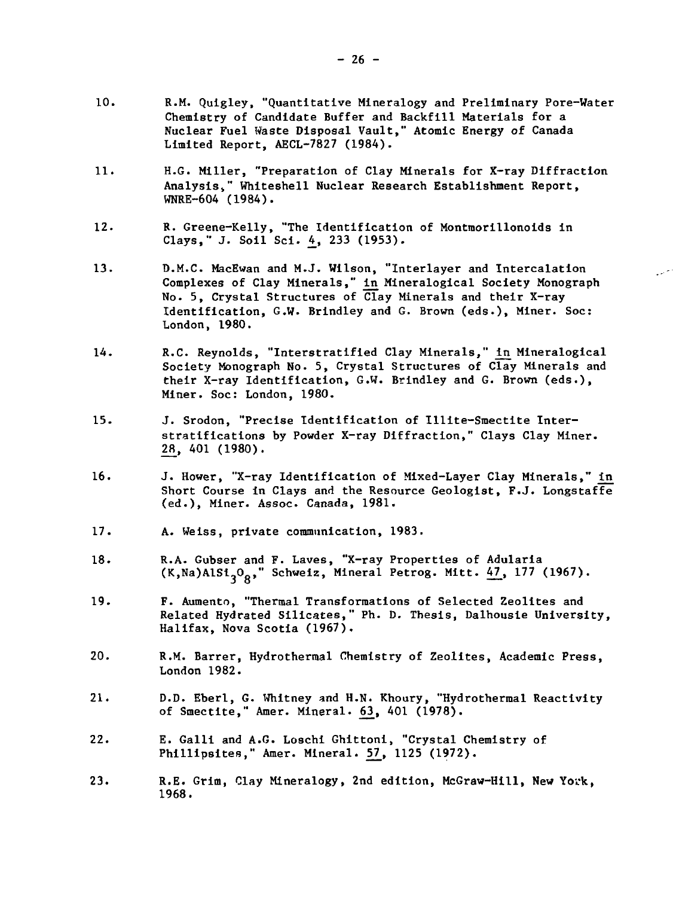10. R.M. Quigley, "Quantitative Mineralogy and Preliminary Pore-Water Chemistry of Candidate Buffer and Backfill Materials for a Nuclear Fuel Waste Disposal Vault," Atomic Energy of Canada Limited Report, AECL-7827 (1984).

11. H.G. Miller, "Preparation of Clay Minerals for X-ray Diffraction Analysis," Whiteshell Nuclear Research Establishment Report, WNRE-604 (1984).

12. R. Greene-Kelly, "The Identification of Montmorillonoids in Clays," J. Soil Sci. 4, 233 (1953).

13. D.M.C. MacEwan and M.J. Wilson, "Interlayer and Intercalation Complexes of Clay Minerals," in Mineralogical Society Monograph No. 5, Crystal Structures of Clay Minerals and their X-ray Identification, G.W. Brindley and G. Brown (eds.), Miner. Soc: London, 1980.

14. R.C. Reynolds, "Interstratified Clay Minerals," in Mineralogical Society Monograph No. 5, Crystal Structures of Clay Minerals and their X-ray Identification, G.W. Brindley and G. Brown (eds.), Miner. Soc: London, 1980.

15. J. Srodon, "Precise Identification of Illite-Smectite Interstratifications by Powder X-ray Diffraction," Clays Clay Miner. 28, 401 (1980).

16. J. Hower, "X-ray Identification of Mixed-Layer Clay Minerals," in Short Course in Clays and the Resource Geologist, F.J. Longstaffe (ed.), Miner. Assoc. Canada, 1981.

17. A. Weiss, private communication, 1983.

18. R.A. Gubser and F. Laves, "X-ray Properties of Adularia $(K,Na)AlSi_3O_8$," Schweiz, Mineral Petrog. Mitt. 47, 177 (1967).

19. F. Aumento, "Thermal Transformations of Selected Zeolites and Related Hydrated Silicates," Ph. D. Thesis, Dalhousie University, Halifax, Nova Scotia (1967).

20. R.M. Barrer, Hydrothermal Chemistry of Zeolites, Academic Press, London 1982.

21. D.D. Eberl, G. Whitney and H.N. Khoury, "Hydrothermal Reactivity of Smectite," Amer. Mineral. 63, 401 (1978).

22. E. Galli and A.G. Loschi Ghittoni, "Crystal Chemistry of Phillipsites," Amer. Mineral. 57, 1125 (1972).

23. R.E. Grim, Clay Mineralogy, 2nd edition, McGraw-Hill, New York, 1968.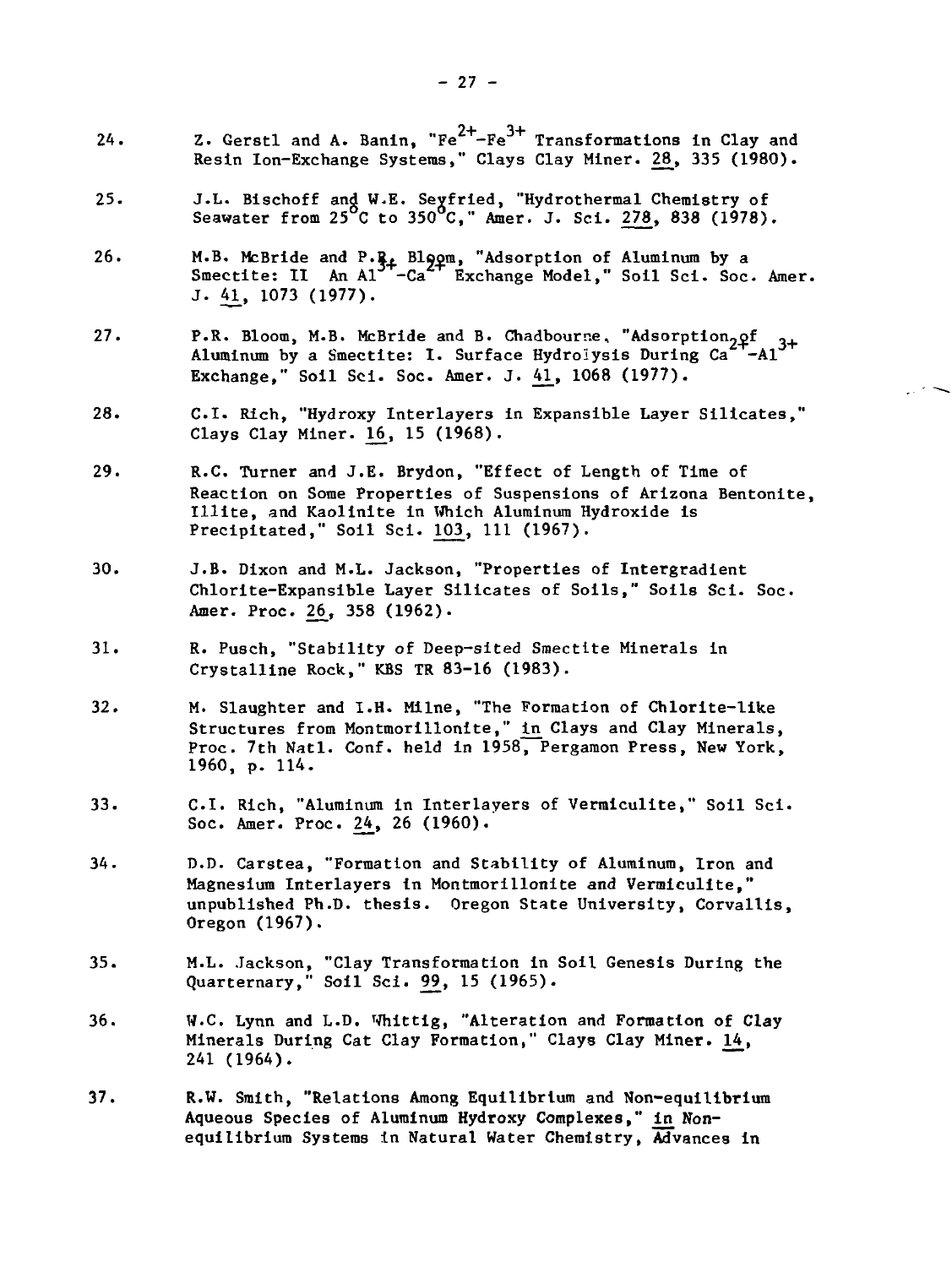24. Z. Gerstl and A. Banin, "$Fe^{2+}$-$Fe^{3+}$ Transformations in Clay and Resin Ion-Exchange Systems," Clays Clay Miner. 28, 335 (1980).

25. J.L. Bischoff and W.E. Seyfried, "Hydrothermal Chemistry of Seawater from 25°C to 350°C," Amer. J. Sci. 278, 838 (1978).

26. M.B. McBride and P.R. Bloom, "Adsorption of Aluminum by a Smectite: II An $Al^{3+}$-$Ca^{2+}$ Exchange Model," Soil Sci. Soc. Amer. J. 41, 1073 (1977).

27. P.R. Bloom, M.B. McBride and B. Chadbourne, "Adsorption of Aluminum by a Smectite: I. Surface Hydrolysis During $Ca^{2+}$-$Al^{3+}$ Exchange," Soil Sci. Soc. Amer. J. 41, 1068 (1977).

28. C.I. Rich, "Hydroxy Interlayers in Expansible Layer Silicates," Clays Clay Miner. 16, 15 (1968).

29. R.C. Turner and J.E. Brydon, "Effect of Length of Time of Reaction on Some Properties of Suspensions of Arizona Bentonite, Illite, and Kaolinite in Which Aluminum Hydroxide is Precipitated," Soil Sci. 103, 111 (1967).

30. J.B. Dixon and M.L. Jackson, "Properties of Intergradient Chlorite-Expansible Layer Silicates of Soils," Soils Sci. Soc. Amer. Proc. 26, 358 (1962).

31. R. Pusch, "Stability of Deep-sited Smectite Minerals in Crystalline Rock," KBS TR 83-16 (1983).

32. M. Slaughter and I.H. Milne, "The Formation of Chlorite-like Structures from Montmorillonite," in Clays and Clay Minerals, Proc. 7th Natl. Conf. held in 1958, Pergamon Press, New York, 1960, p. 114.

33. C.I. Rich, "Aluminum in Interlayers of Vermiculite," Soil Sci. Soc. Amer. Proc. 24, 26 (1960).

34. D.D. Carstea, "Formation and Stability of Aluminum, Iron and Magnesium Interlayers in Montmorillonite and Vermiculite," unpublished Ph.D. thesis. Oregon State University, Corvallis, Oregon (1967).

35. M.L. Jackson, "Clay Transformation in Soil Genesis During the Quarternary," Soil Sci. 99, 15 (1965).

36. W.C. Lynn and L.D. Whittig, "Alteration and Formation of Clay Minerals During Cat Clay Formation," Clays Clay Miner. 14, 241 (1964).

37. R.W. Smith, "Relations Among Equilibrium and Non-equilibrium Aqueous Species of Aluminum Hydroxy Complexes," in Non-equilibrium Systems in Natural Water Chemistry, Advances in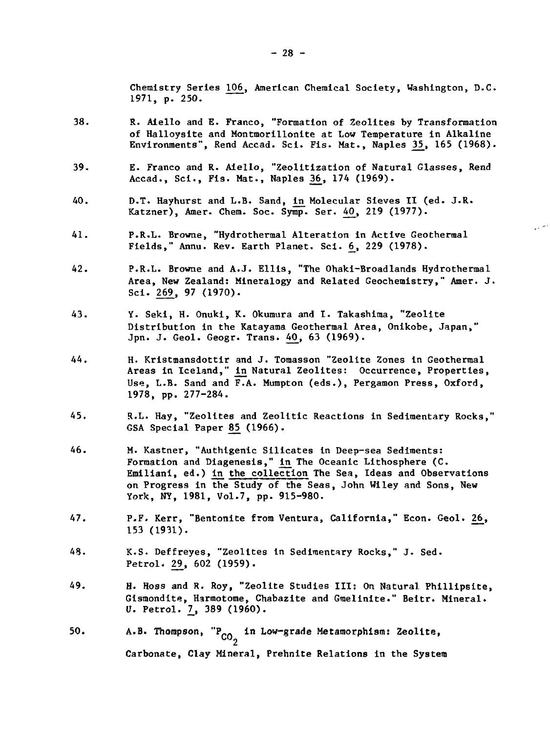Chemistry Series 106, American Chemical Society, Washington, D.C. 1971, p. 250.

38. R. Aiello and E. Franco, "Formation of Zeolites by Transformation of Halloysite and Montmorillonite at Low Temperature in Alkaline Environments", Rend Accad. Sci. Fis. Mat., Naples 35, 165 (1968).

39. E. Franco and R. Aiello, "Zeolitization of Natural Glasses, Rend Accad., Sci., Fis. Mat., Naples 36, 174 (1969).

40. D.T. Hayhurst and L.B. Sand, in Molecular Sieves II (ed. J.R. Katzner), Amer. Chem. Soc. Symp. Ser. 40, 219 (1977).

41. P.R.L. Browne, "Hydrothermal Alteration in Active Geothermal Fields," Annu. Rev. Earth Planet. Sci. 6, 229 (1978).

42. P.R.L. Browne and A.J. Ellis, "The Ohaki-Broadlands Hydrothermal Area, New Zealand: Mineralogy and Related Geochemistry," Amer. J. Sci. 269, 97 (1970).

43. Y. Seki, H. Onuki, K. Okumura and I. Takashima, "Zeolite Distribution in the Katayama Geothermal Area, Onikobe, Japan," Jpn. J. Geol. Geogr. Trans. 40, 63 (1969).

44. H. Kristmansdottir and J. Tomasson "Zeolite Zones in Geothermal Areas in Iceland," in Natural Zeolites: Occurrence, Properties, Use, L.B. Sand and F.A. Mumpton (eds.), Pergamon Press, Oxford, 1978, pp. 277-284.

45. R.L. Hay, "Zeolites and Zeolitic Reactions in Sedimentary Rocks," GSA Special Paper 85 (1966).

46. M. Kastner, "Authigenic Silicates in Deep-sea Sediments: Formation and Diagenesis," in The Oceanic Lithosphere (C. Emiliani, ed.) in the collection The Sea, Ideas and Observations on Progress in the Study of the Seas, John Wiley and Sons, New York, NY, 1981, Vol.7, pp. 915-980.

47. P.F. Kerr, "Bentonite from Ventura, California," Econ. Geol. 26, 153 (1931).

48. K.S. Deffreyes, "Zeolites in Sedimentary Rocks," J. Sed. Petrol. 29, 602 (1959).

49. H. Hoss and R. Roy, "Zeolite Studies III: On Natural Phillipsite, Gismondite, Harmotome, Chabazite and Gmelinite." Beitr. Mineral. U. Petrol. 7, 389 (1960).

50. A.B. Thompson, "$P_{CO_2}$ in Low-grade Metamorphism: Zeolite, Carbonate, Clay Mineral, Prehnite Relations in the System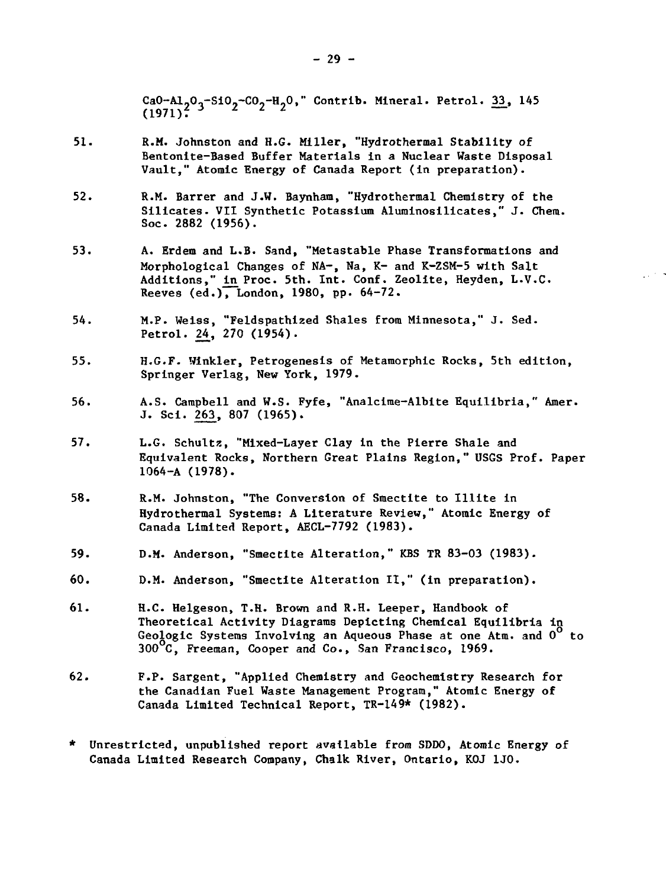$CaO-Al_2O_3-SiO_2-CO_2-H_2O$," Contrib. Mineral. Petrol. 33, 145 (1971).

51. R.M. Johnston and H.G. Miller, "Hydrothermal Stability of Bentonite-Based Buffer Materials in a Nuclear Waste Disposal Vault," Atomic Energy of Canada Report (in preparation).

52. R.M. Barrer and J.W. Baynham, "Hydrothermal Chemistry of the Silicates. VII Synthetic Potassium Aluminosilicates," J. Chem. Soc. 2882 (1956).

53. A. Erdem and L.B. Sand, "Metastable Phase Transformations and Morphological Changes of NA-, Na, K- and K-ZSM-5 with Salt Additions," in Proc. 5th. Int. Conf. Zeolite, Heyden, L.V.C. Reeves (ed.), London, 1980, pp. 64-72.

54. M.P. Weiss, "Feldspathized Shales from Minnesota," J. Sed. Petrol. 24, 270 (1954).

55. H.G.F. Winkler, Petrogenesis of Metamorphic Rocks, 5th edition, Springer Verlag, New York, 1979.

56. A.S. Campbell and W.S. Fyfe, "Analcime-Albite Equilibria," Amer. J. Sci. 263, 807 (1965).

57. L.G. Schultz, "Mixed-Layer Clay in the Pierre Shale and Equivalent Rocks, Northern Great Plains Region," USGS Prof. Paper 1064-A (1978).

58. R.M. Johnston, "The Conversion of Smectite to Illite in Hydrothermal Systems: A Literature Review," Atomic Energy of Canada Limited Report, AECL-7792 (1983).

59. D.M. Anderson, "Smectite Alteration," KBS TR 83-03 (1983).

60. D.M. Anderson, "Smectite Alteration II," (in preparation).

61. H.C. Helgeson, T.H. Brown and R.H. Leeper, Handbook of Theoretical Activity Diagrams Depicting Chemical Equilibria in Geologic Systems Involving an Aqueous Phase at one Atm. and $0^{o}$ to $300^{o}C$, Freeman, Cooper and Co., San Francisco, 1969.

62. F.P. Sargent, "Applied Chemistry and Geochemistry Research for the Canadian Fuel Waste Management Program," Atomic Energy of Canada Limited Technical Report, TR-149* (1982).

\* Unrestricted, unpublished report available from SDDO, Atomic Energy of Canada Limited Research Company, Chalk River, Ontario, KOJ 1JO.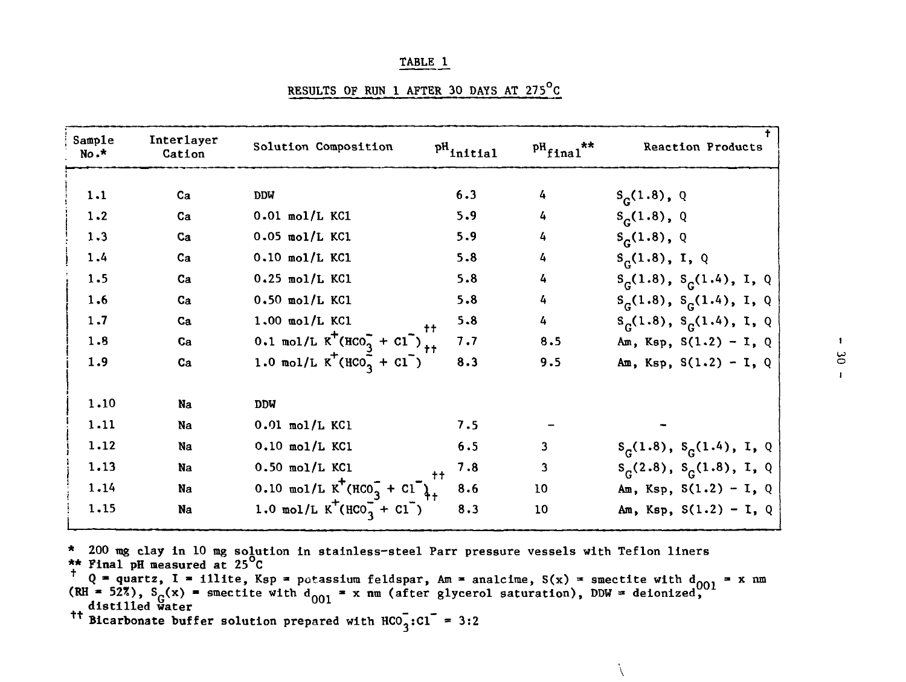TABLE 1

RESULTS OF RUN 1 AFTER 30 DAYS AT 275°C

| Sample No.* | Interlayer Cation | Solution Composition | $pH_{initial}$ | $pH_{final}$** | Reaction Products† |
|---|---|---|---|---|---|
| 1.1 | Ca | DDW | 6.3 | 4 | $S_G(1.8)$, Q |
| 1.2 | Ca | 0.01 mol/L KCl | 5.9 | 4 | $S_G(1.8)$, Q |
| 1.3 | Ca | 0.05 mol/L KCl | 5.9 | 4 | $S_G(1.8)$, Q |
| 1.4 | Ca | 0.10 mol/L KCl | 5.8 | 4 | $S_G(1.8)$, I, Q |
| 1.5 | Ca | 0.25 mol/L KCl | 5.8 | 4 | $S_G(1.8)$, $S_G(1.4)$, I, Q |
| 1.6 | Ca | 0.50 mol/L KCl | 5.8 | 4 | $S_G(1.8)$, $S_G(1.4)$, I, Q |
| 1.7 | Ca | 1.00 mol/L KCl | 5.8 | 4 | $S_G(1.8)$, $S_G(1.4)$, I, Q |
| 1.8 | Ca | 0.1 mol/L $K^+(HCO_3^- + Cl^-)$†† | 7.7 | 8.5 | Am, Ksp, S(1.2) - I, Q |
| 1.9 | Ca | 1.0 mol/L $K^+(HCO_3^- + Cl^-)$†† | 8.3 | 9.5 | Am, Ksp, S(1.2) - I, Q |
| 1.10 | Na | DDW | | | |
| 1.11 | Na | 0.01 mol/L KCl | 7.5 | - | - |
| 1.12 | Na | 0.10 mol/L KCl | 6.5 | 3 | $S_G(1.8)$, $S_G(1.4)$, I, Q |
| 1.13 | Na | 0.50 mol/L KCl | 7.8 | 3 | $S_G(2.8)$, $S_G(1.8)$, I, Q |
| 1.14 | Na | 0.10 mol/L $K^+(HCO_3^- + Cl^-)$†† | 8.6 | 10 | Am, Ksp, S(1.2) - I, Q |
| 1.15 | Na | 1.0 mol/L $K^+(HCO_3^- + Cl^-)$†† | 8.3 | 10 | Am, Ksp, S(1.2) - I, Q |

\* 200 mg clay in 10 mg solution in stainless-steel Parr pressure vessels with Teflon liners

** Final pH measured at 25°C

† Q = quartz, I = illite, Ksp = potassium feldspar, Am = analcime, S(x) = smectite with $d_{001}$ = x nm (RH = 52%), $S_G(x)$ = smectite with $d_{001}$ = x nm (after glycerol saturation), DDW = deionized, distilled water

†† Bicarbonate buffer solution prepared with $HCO_3^-:Cl^-$ = 3:2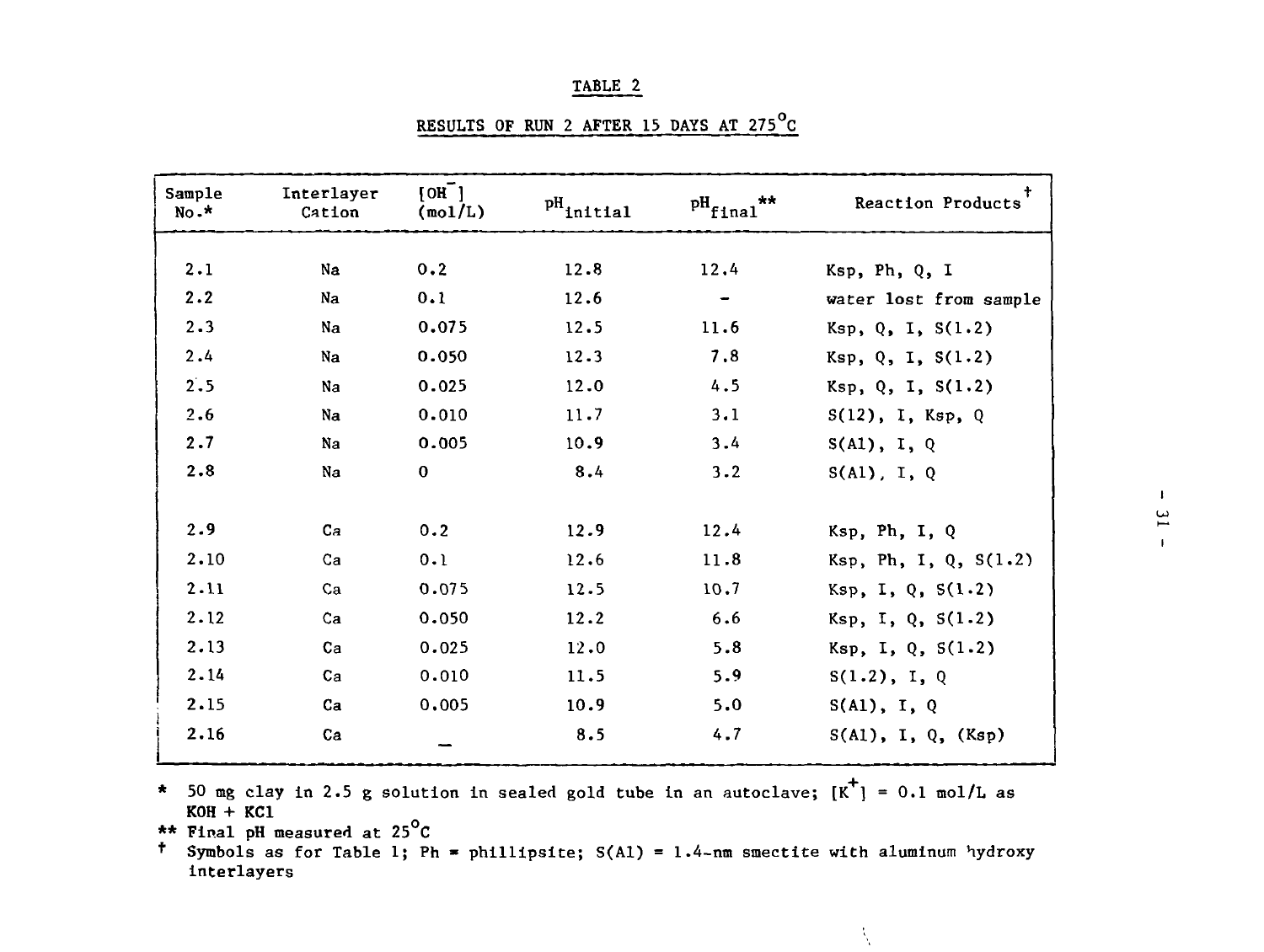# TABLE 2

## RESULTS OF RUN 2 AFTER 15 DAYS AT 275°C

| Sample No.* | Interlayer Cation | $[OH^-]$ (mol/L) | $pH_{initial}$ | $pH_{final}$** | Reaction Products† |
|---|---|---|---|---|---|
| 2.1 | Na | 0.2 | 12.8 | 12.4 | Ksp, Ph, Q, I |
| 2.2 | Na | 0.1 | 12.6 | - | water lost from sample |
| 2.3 | Na | 0.075 | 12.5 | 11.6 | Ksp, Q, I, S(1.2) |
| 2.4 | Na | 0.050 | 12.3 | 7.8 | Ksp, Q, I, S(1.2) |
| 2.5 | Na | 0.025 | 12.0 | 4.5 | Ksp, Q, I, S(1.2) |
| 2.6 | Na | 0.010 | 11.7 | 3.1 | S(12), I, Ksp, Q |
| 2.7 | Na | 0.005 | 10.9 | 3.4 | S(Al), I, Q |
| 2.8 | Na | 0 | 8.4 | 3.2 | S(Al), I, Q |
| 2.9 | Ca | 0.2 | 12.9 | 12.4 | Ksp, Ph, I, Q |
| 2.10 | Ca | 0.1 | 12.6 | 11.8 | Ksp, Ph, I, Q, S(1.2) |
| 2.11 | Ca | 0.075 | 12.5 | 10.7 | Ksp, I, Q, S(1.2) |
| 2.12 | Ca | 0.050 | 12.2 | 6.6 | Ksp, I, Q, S(1.2) |
| 2.13 | Ca | 0.025 | 12.0 | 5.8 | Ksp, I, Q, S(1.2) |
| 2.14 | Ca | 0.010 | 11.5 | 5.9 | S(1.2), I, Q |
| 2.15 | Ca | 0.005 | 10.9 | 5.0 | S(Al), I, Q |
| 2.16 | Ca | – | 8.5 | 4.7 | S(Al), I, Q, (Ksp) |

\* 50 mg clay in 2.5 g solution in sealed gold tube in an autoclave; $[K^+]$ = 0.1 mol/L as KOH + KCl

** Final pH measured at 25°C

† Symbols as for Table 1; Ph = phillipsite; S(Al) = 1.4-nm smectite with aluminum hydroxy interlayers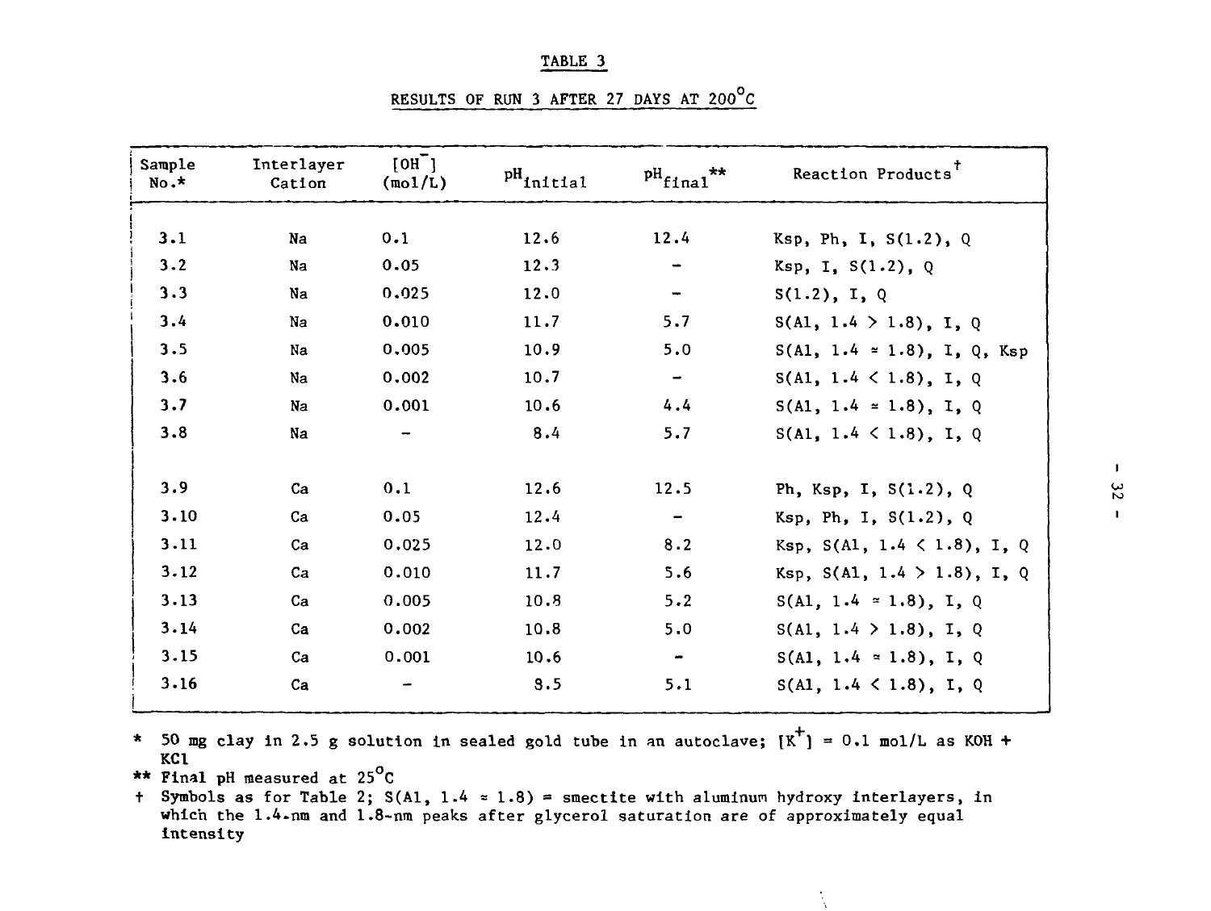TABLE 3

RESULTS OF RUN 3 AFTER 27 DAYS AT 200°C

| Sample No.* | Interlayer Cation | $[OH^-]$ (mol/L) | $pH_{initial}$ | $pH_{final}$** | Reaction Products† |
|---|---|---|---|---|---|
| 3.1 | Na | 0.1 | 12.6 | 12.4 | Ksp, Ph, I, S(1.2), Q |
| 3.2 | Na | 0.05 | 12.3 | - | Ksp, I, S(1.2), Q |
| 3.3 | Na | 0.025 | 12.0 | - | S(1.2), I, Q |
| 3.4 | Na | 0.010 | 11.7 | 5.7 | S(Al, 1.4 > 1.8), I, Q |
| 3.5 | Na | 0.005 | 10.9 | 5.0 | S(Al, 1.4 ≈ 1.8), I, Q, Ksp |
| 3.6 | Na | 0.002 | 10.7 | - | S(Al, 1.4 < 1.8), I, Q |
| 3.7 | Na | 0.001 | 10.6 | 4.4 | S(Al, 1.4 ≈ 1.8), I, Q |
| 3.8 | Na | - | 8.4 | 5.7 | S(Al, 1.4 < 1.8), I, Q |
| | | | | | |
| 3.9 | Ca | 0.1 | 12.6 | 12.5 | Ph, Ksp, I, S(1.2), Q |
| 3.10 | Ca | 0.05 | 12.4 | - | Ksp, Ph, I, S(1.2), Q |
| 3.11 | Ca | 0.025 | 12.0 | 8.2 | Ksp, S(Al, 1.4 < 1.8), I, Q |
| 3.12 | Ca | 0.010 | 11.7 | 5.6 | Ksp, S(Al, 1.4 > 1.8), I, Q |
| 3.13 | Ca | 0.005 | 10.8 | 5.2 | S(Al, 1.4 ≈ 1.8), I, Q |
| 3.14 | Ca | 0.002 | 10.8 | 5.0 | S(Al, 1.4 > 1.8), I, Q |
| 3.15 | Ca | 0.001 | 10.6 | - | S(Al, 1.4 ≈ 1.8), I, Q |
| 3.16 | Ca | - | 8.5 | 5.1 | S(Al, 1.4 < 1.8), I, Q |

\* 50 mg clay in 2.5 g solution in sealed gold tube in an autoclave; $[K^+]$ = 0.1 mol/L as KOH + KCl

\*\* Final pH measured at 25°C

† Symbols as for Table 2; S(Al, 1.4 ≈ 1.8) = smectite with aluminum hydroxy interlayers, in which the 1.4-nm and 1.8-nm peaks after glycerol saturation are of approximately equal intensity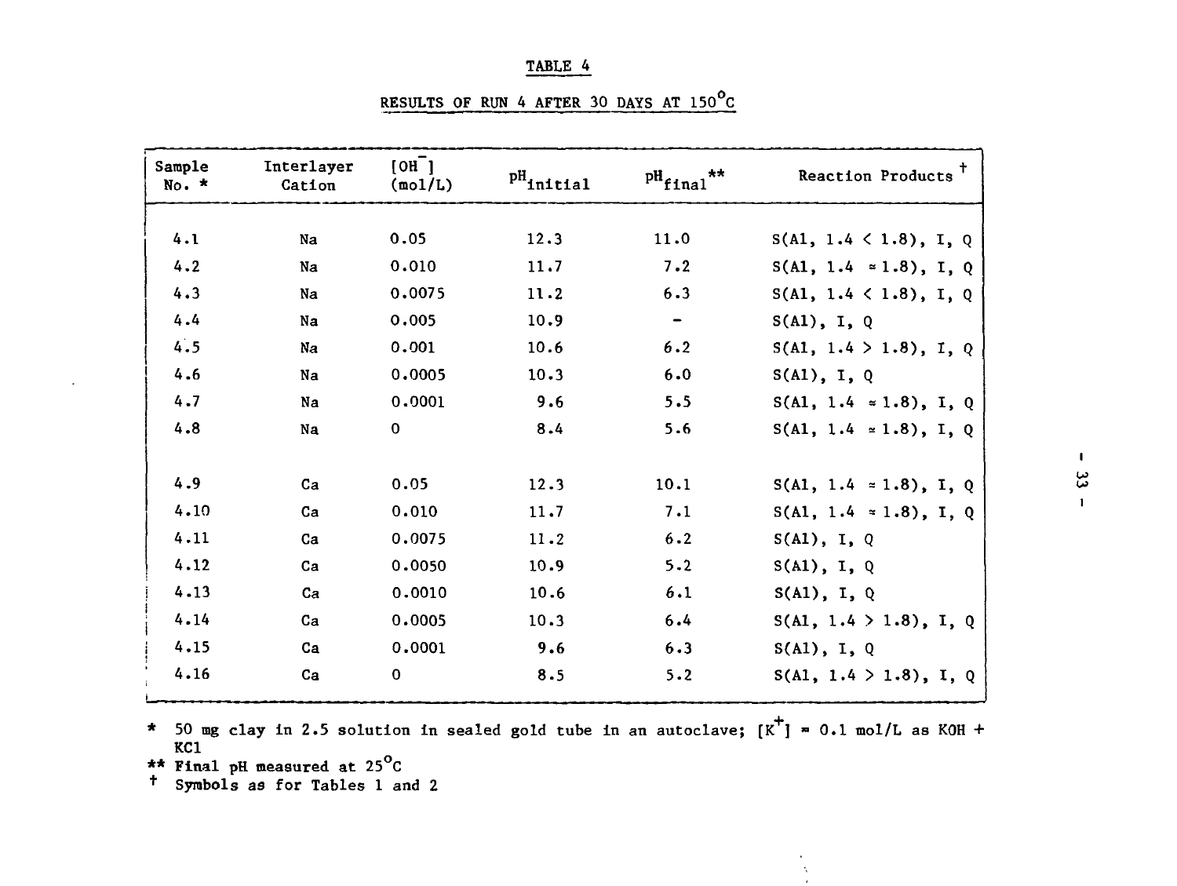TABLE 4

RESULTS OF RUN 4 AFTER 30 DAYS AT 150°C

| Sample No. * | Interlayer Cation | $[OH^-]$ (mol/L) | $pH_{initial}$ | $pH_{final}$ ** | Reaction Products † |
|---|---|---|---|---|---|
| 4.1 | Na | 0.05 | 12.3 | 11.0 | S(Al, 1.4 < 1.8), I, Q |
| 4.2 | Na | 0.010 | 11.7 | 7.2 | S(Al, 1.4 ≈ 1.8), I, Q |
| 4.3 | Na | 0.0075 | 11.2 | 6.3 | S(Al, 1.4 < 1.8), I, Q |
| 4.4 | Na | 0.005 | 10.9 | - | S(Al), I, Q |
| 4.5 | Na | 0.001 | 10.6 | 6.2 | S(Al, 1.4 > 1.8), I, Q |
| 4.6 | Na | 0.0005 | 10.3 | 6.0 | S(Al), I, Q |
| 4.7 | Na | 0.0001 | 9.6 | 5.5 | S(Al, 1.4 ≈ 1.8), I, Q |
| 4.8 | Na | 0 | 8.4 | 5.6 | S(Al, 1.4 ≈ 1.8), I, Q |
| 4.9 | Ca | 0.05 | 12.3 | 10.1 | S(Al, 1.4 ≈ 1.8), I, Q |
| 4.10 | Ca | 0.010 | 11.7 | 7.1 | S(Al, 1.4 ≈ 1.8), I, Q |
| 4.11 | Ca | 0.0075 | 11.2 | 6.2 | S(Al), I, Q |
| 4.12 | Ca | 0.0050 | 10.9 | 5.2 | S(Al), I, Q |
| 4.13 | Ca | 0.0010 | 10.6 | 6.1 | S(Al), I, Q |
| 4.14 | Ca | 0.0005 | 10.3 | 6.4 | S(Al, 1.4 > 1.8), I, Q |
| 4.15 | Ca | 0.0001 | 9.6 | 6.3 | S(Al), I, Q |
| 4.16 | Ca | 0 | 8.5 | 5.2 | S(Al, 1.4 > 1.8), I, Q |

\* 50 mg clay in 2.5 solution in sealed gold tube in an autoclave; $[K^+]$ = 0.1 mol/L as KOH + KCl

\*\* Final pH measured at 25°C

† Symbols as for Tables 1 and 2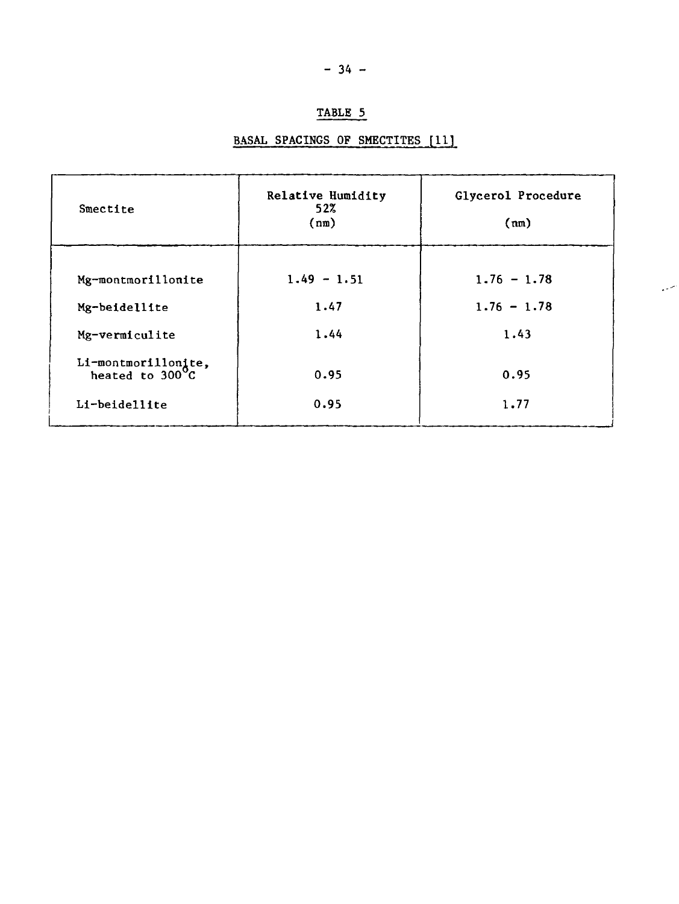## TABLE 5

## BASAL SPACINGS OF SMECTITES [11]

| Smectite | Relative Humidity 52% (nm) | Glycerol Procedure (nm) |
|---|---|---|
| Mg-montmorillonite | 1.49 - 1.51 | 1.76 - 1.78 |
| Mg-beidellite | 1.47 | 1.76 - 1.78 |
| Mg-vermiculite | 1.44 | 1.43 |
| Li-montmorillonite, heated to 300°C | 0.95 | 0.95 |
| Li-beidellite | 0.95 | 1.77 |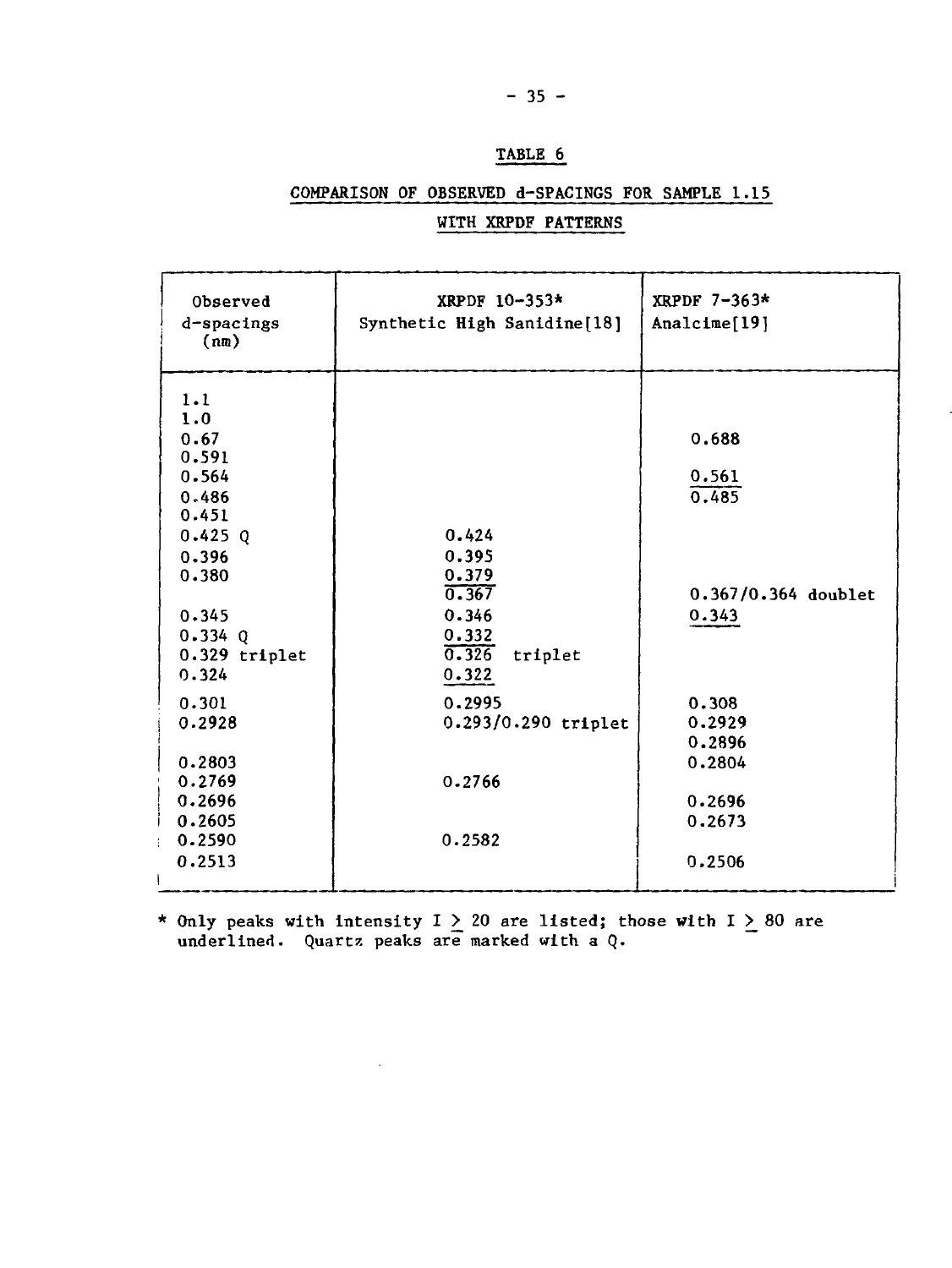# TABLE 6

## COMPARISON OF OBSERVED d-SPACINGS FOR SAMPLE 1.15 WITH XRPDF PATTERNS

| Observed d-spacings (nm) | XRPDF 10-353* Synthetic High Sanidine[18] | XRPDF 7-363* Analcime[19] |
|---|---|---|
| 1.1 | | |
| 1.0 | | |
| 0.67 | | 0.688 |
| 0.591 | | |
| 0.564 | | <u>0.561</u> |
| 0.486 | | 0.485 |
| 0.451 | | |
| 0.425 Q | 0.424 | |
| 0.396 | 0.395 | |
| 0.380 | <u>0.379</u> | |
| | 0.367 | 0.367/0.364 doublet |
| 0.345 | 0.346 | <u>0.343</u> |
| 0.334 Q | <u>0.332</u> | |
| 0.329 triplet | 0.326 triplet | |
| 0.324 | <u>0.322</u> | |
| 0.301 | 0.2995 | 0.308 |
| 0.2928 | 0.293/0.290 triplet | 0.2929 |
| | | 0.2896 |
| 0.2803 | | 0.2804 |
| 0.2769 | 0.2766 | |
| 0.2696 | | 0.2696 |
| 0.2605 | | 0.2673 |
| 0.2590 | 0.2582 | |
| 0.2513 | | 0.2506 |

\* Only peaks with intensity $I \geq 20$ are listed; those with $I \geq 80$ are underlined. Quartz peaks are marked with a Q.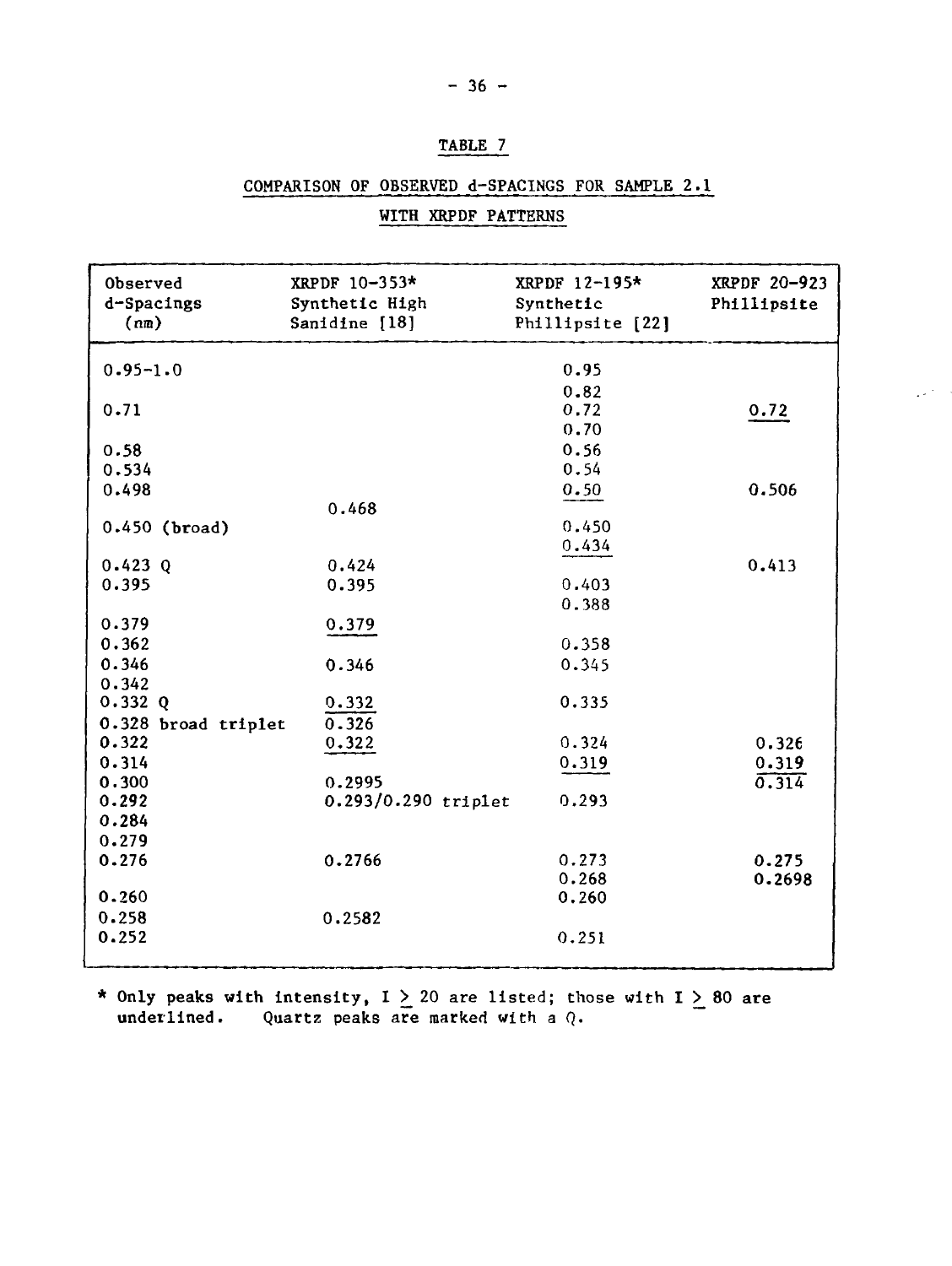# TABLE 7

## COMPARISON OF OBSERVED d-SPACINGS FOR SAMPLE 2.1 WITH XRPDF PATTERNS

| Observed d-Spacings (nm) | XRPDF 10-353* Synthetic High Sanidine [18] | XRPDF 12-195* Synthetic Phillipsite [22] | XRPDF 20-923 Phillipsite |
|---|---|---|---|
| 0.95-1.0 | | 0.95 | |
| | | 0.82 | |
| 0.71 | | 0.72 | <u>0.72</u> |
| | | 0.70 | |
| 0.58 | | 0.56 | |
| 0.534 | | 0.54 | |
| 0.498 | | <u>0.50</u> | 0.506 |
| | 0.468 | | |
| 0.450 (broad) | | 0.450 | |
| | | <u>0.434</u> | |
| 0.423 Q | 0.424 | | 0.413 |
| 0.395 | 0.395 | 0.403 | |
| | | 0.388 | |
| 0.379 | <u>0.379</u> | | |
| 0.362 | | 0.358 | |
| 0.346 | 0.346 | 0.345 | |
| 0.342 | | | |
| 0.332 Q | <u>0.332</u> | 0.335 | |
| 0.328 broad triplet | <u>0.326</u> | | |
| 0.322 | <u>0.322</u> | 0.324 | 0.326 |
| 0.314 | | <u>0.319</u> | <u>0.319</u> |
| 0.300 | 0.2995 | | <u>0.314</u> |
| 0.292 | 0.293/0.290 triplet | 0.293 | |
| 0.284 | | | |
| 0.279 | | | |
| 0.276 | 0.2766 | 0.273 | 0.275 |
| | | 0.268 | 0.2698 |
| 0.260 | | 0.260 | |
| 0.258 | 0.2582 | | |
| 0.252 | | 0.251 | |

\* Only peaks with intensity, $I \geq 20$ are listed; those with $I \geq 80$ are underlined. Quartz peaks are marked with a Q.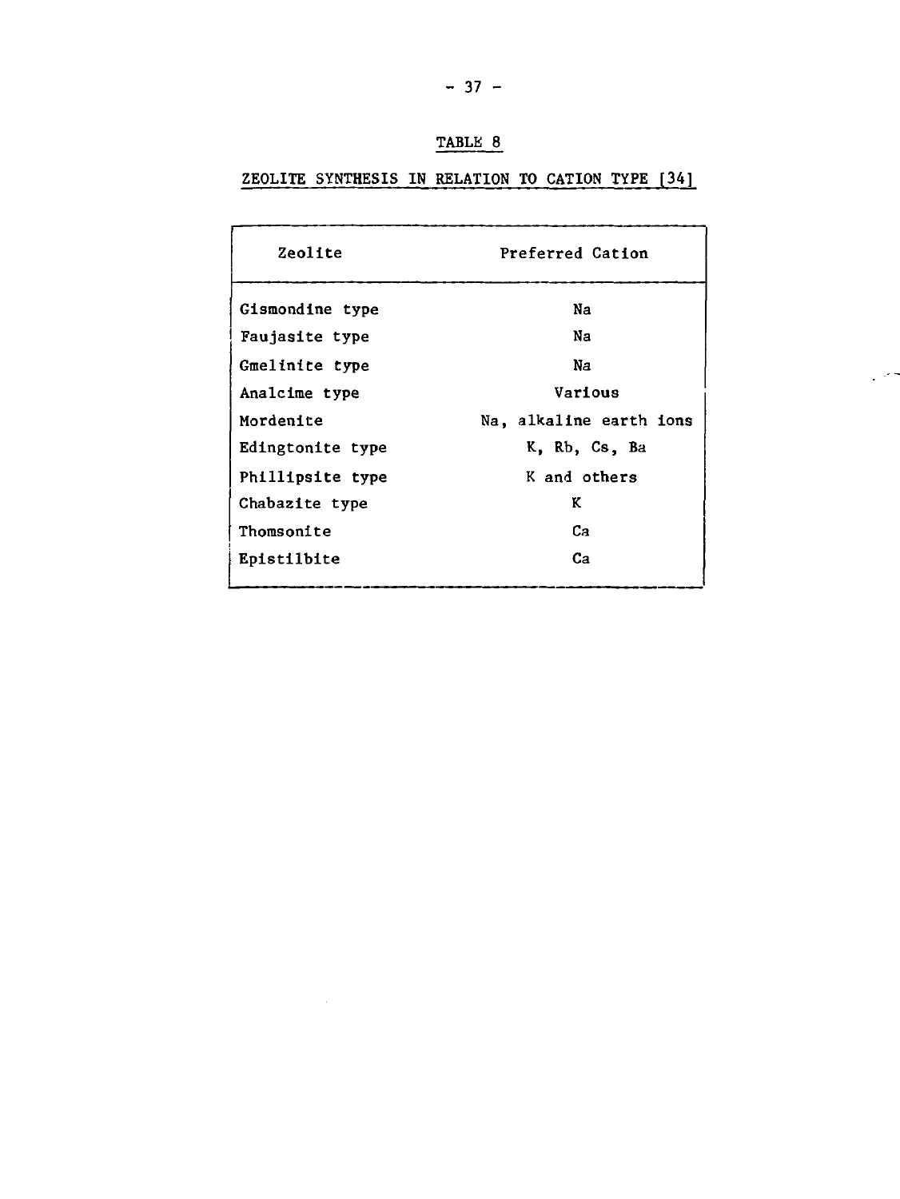## TABLE 8

## ZEOLITE SYNTHESIS IN RELATION TO CATION TYPE [34]

| Zeolite | Preferred Cation |
|---|---|
| Gismondine type | Na |
| Faujasite type | Na |
| Gmelinite type | Na |
| Analcime type | Various |
| Mordenite | Na, alkaline earth ions |
| Edingtonite type | K, Rb, Cs, Ba |
| Phillipsite type | K and others |
| Chabazite type | K |
| Thomsonite | Ca |
| Epistilbite | Ca |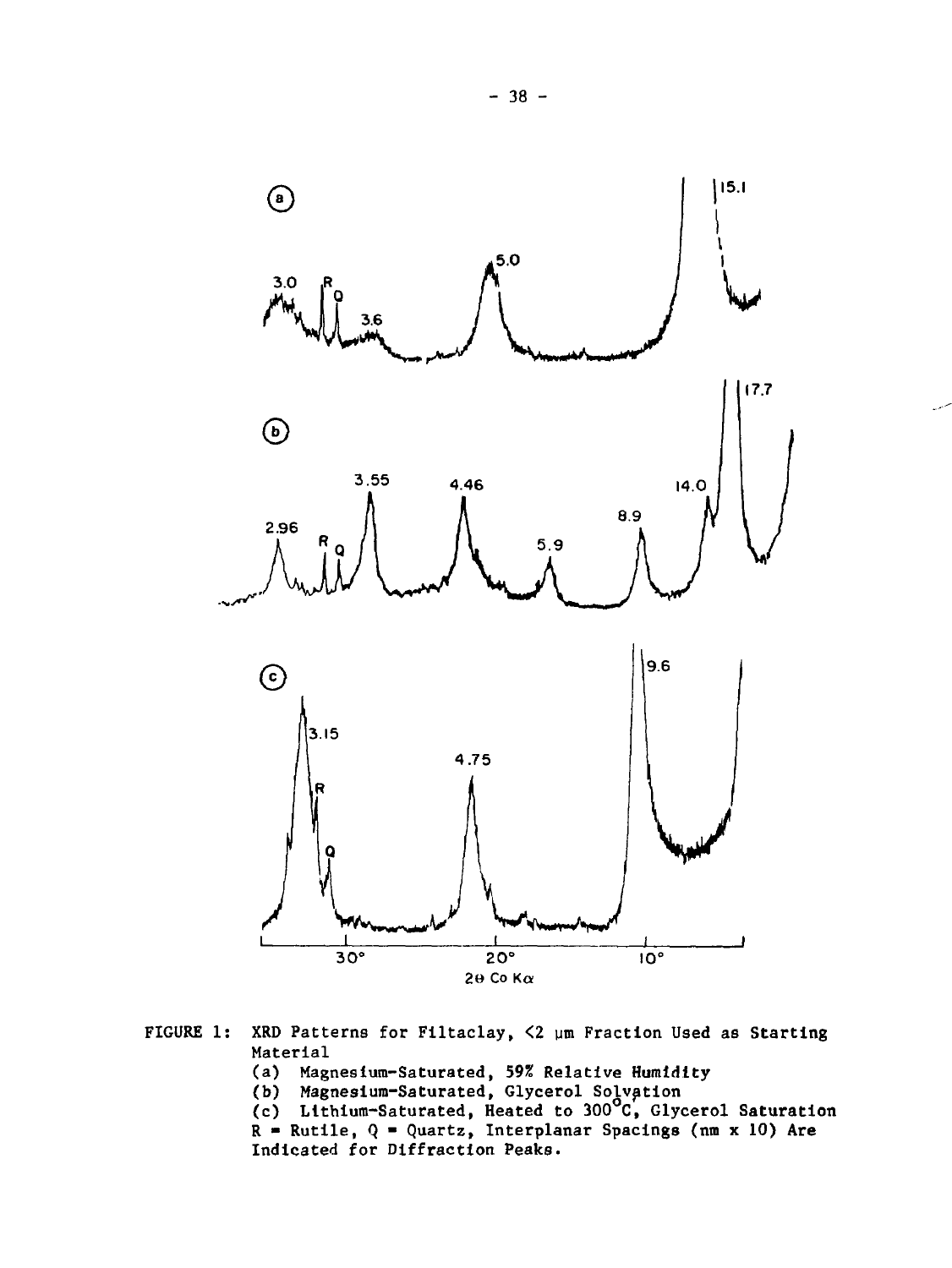FIGURE 1: XRD Patterns for Filtaclay, <2 μm Fraction Used as Starting Material
(a) Magnesium-Saturated, 59% Relative Humidity
(b) Magnesium-Saturated, Glycerol Solvation
(c) Lithium-Saturated, Heated to 300°C, Glycerol Saturation
R = Rutile, Q = Quartz, Interplanar Spacings (nm x 10) Are Indicated for Diffraction Peaks.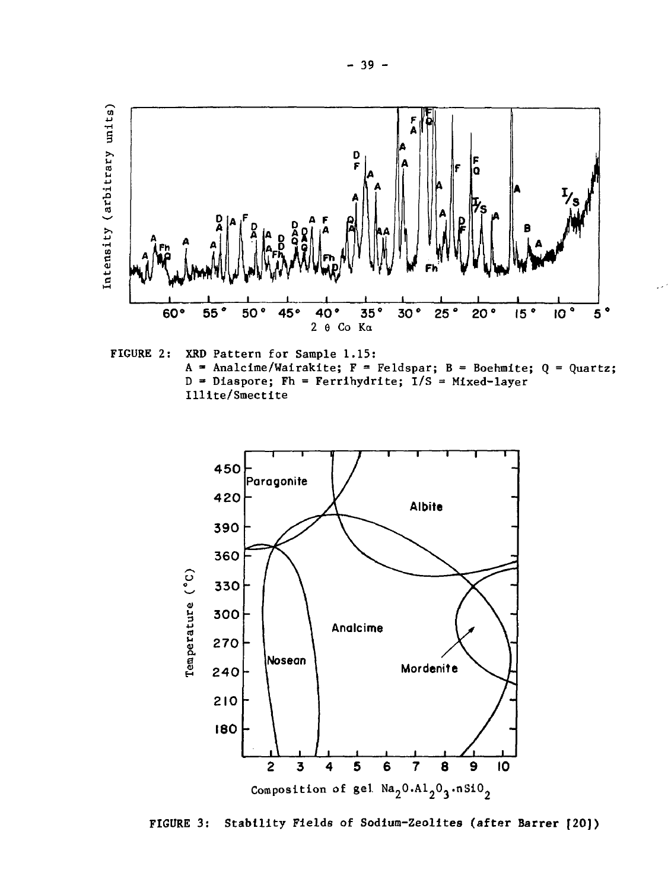FIGURE 2: XRD Pattern for Sample 1.15:
A = Analcime/Wairakite; F = Feldspar; B = Boehmite; Q = Quartz;
D = Diaspore; Fh = Ferrihydrite; I/S = Mixed-layer Illite/Smectite

FIGURE 3: Stability Fields of Sodium-Zeolites (after Barrer [20])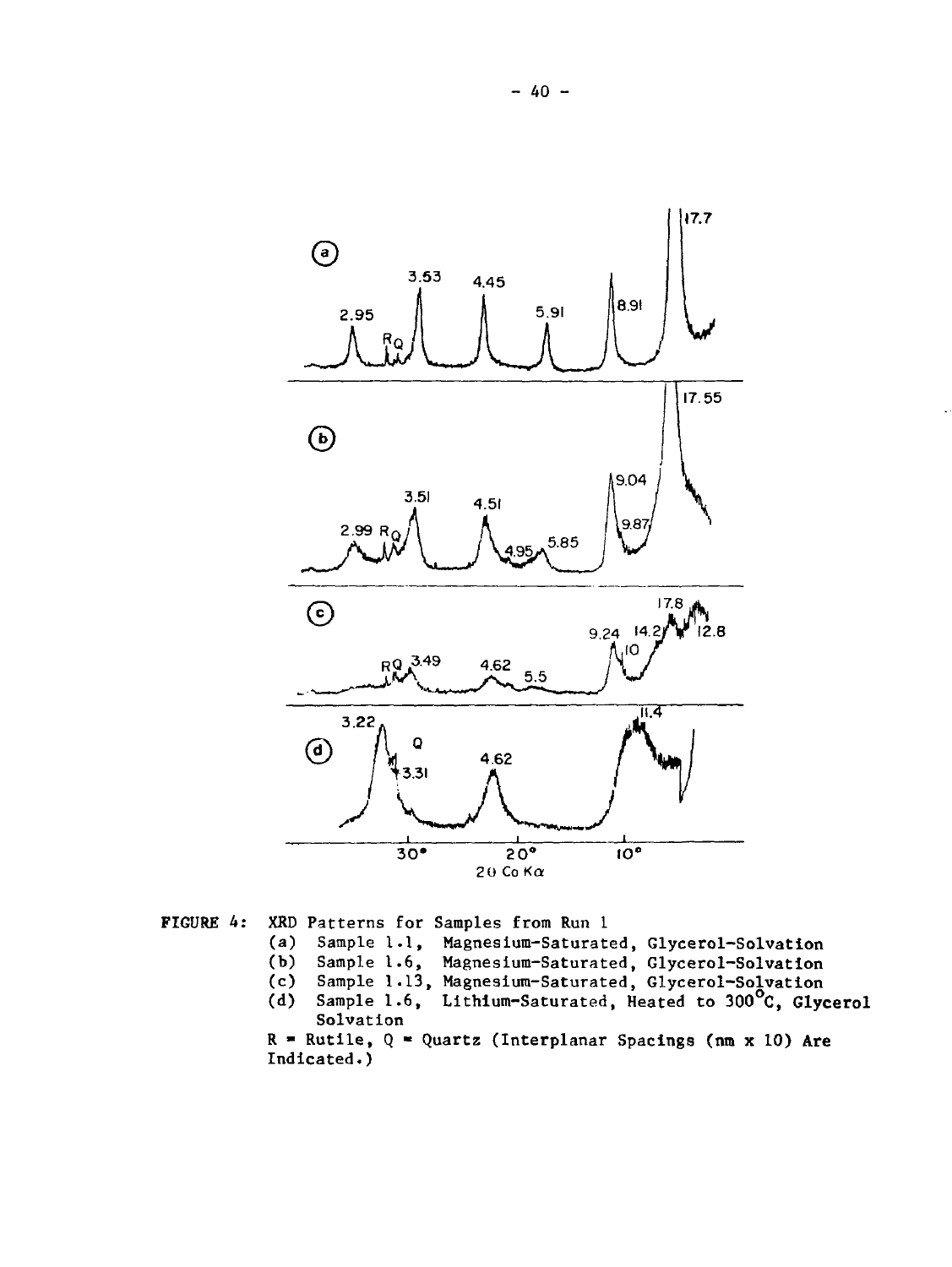FIGURE 4: XRD Patterns for Samples from Run 1

(a) Sample 1.1, Magnesium-Saturated, Glycerol-Solvation
(b) Sample 1.6, Magnesium-Saturated, Glycerol-Solvation
(c) Sample 1.13, Magnesium-Saturated, Glycerol-Solvation
(d) Sample 1.6, Lithium-Saturated, Heated to 300°C, Glycerol Solvation

R = Rutile, Q = Quartz (Interplanar Spacings (nm x 10) Are Indicated.)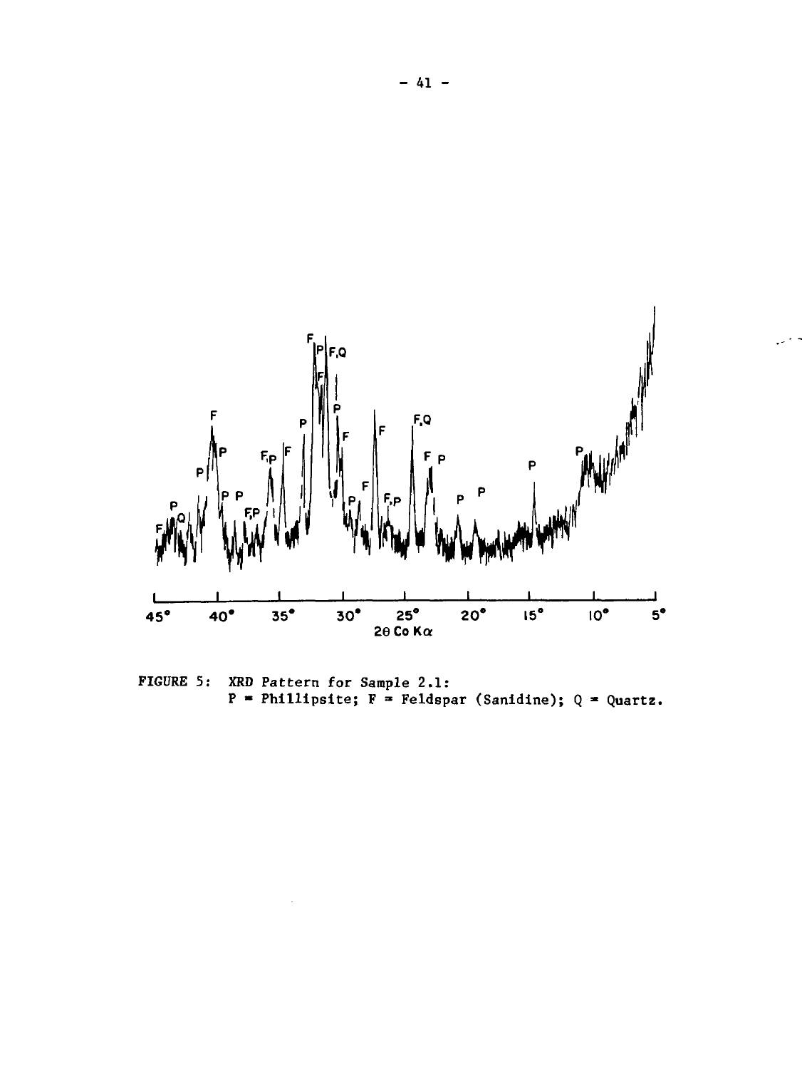FIGURE 5: XRD Pattern for Sample 2.1:
P = Phillipsite; F = Feldspar (Sanidine); Q = Quartz.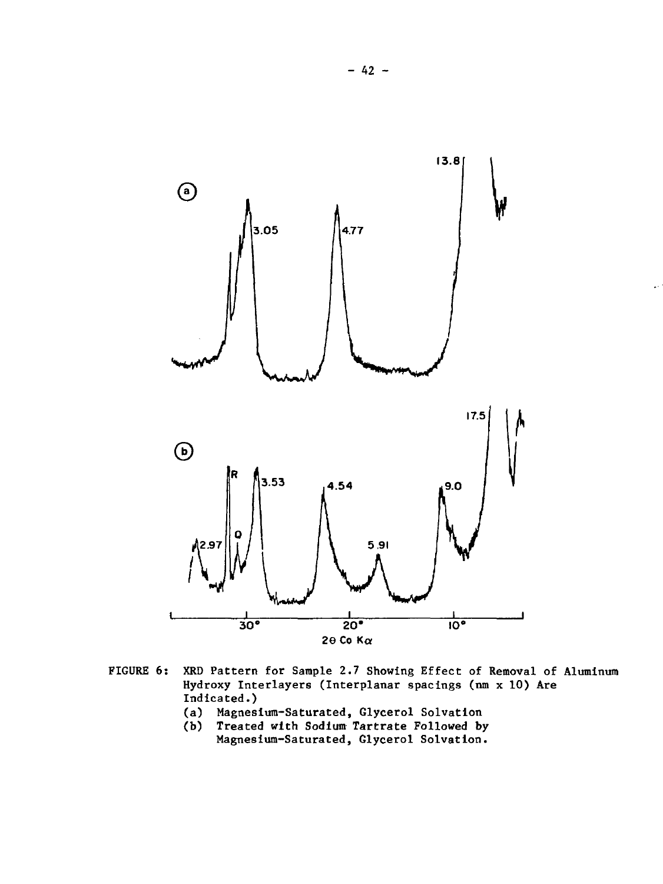FIGURE 6: XRD Pattern for Sample 2.7 Showing Effect of Removal of Aluminum Hydroxy Interlayers (Interplanar spacings (nm x 10) Are Indicated.)

(a) Magnesium-Saturated, Glycerol Solvation

(b) Treated with Sodium Tartrate Followed by Magnesium-Saturated, Glycerol Solvation.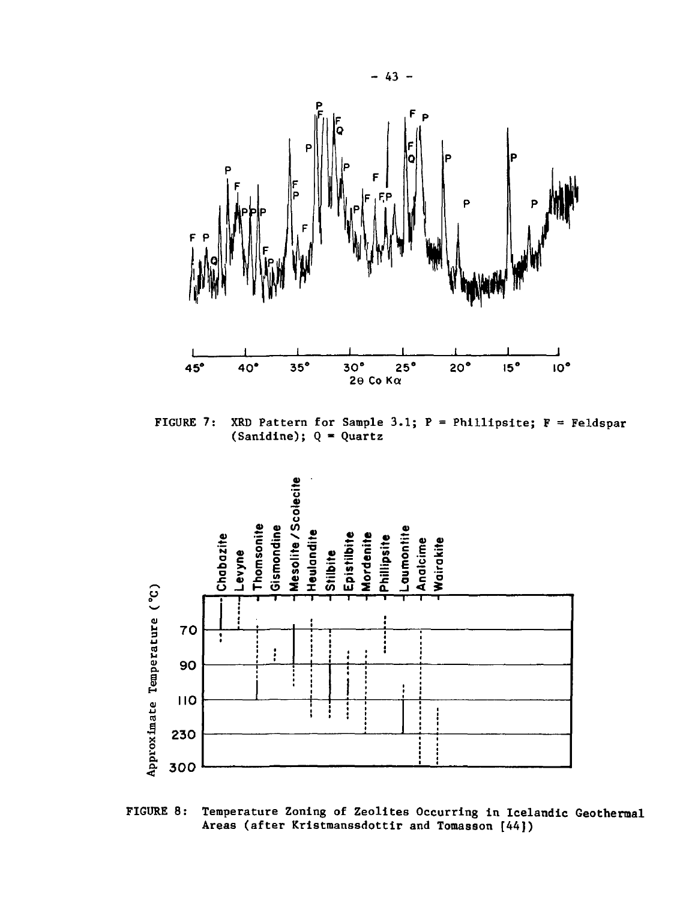FIGURE 7: XRD Pattern for Sample 3.1; P = Phillipsite; F = Feldspar (Sanidine); Q = Quartz

FIGURE 8: Temperature Zoning of Zeolites Occurring in Icelandic Geothermal Areas (after Kristmanssdottir and Tomasson [44])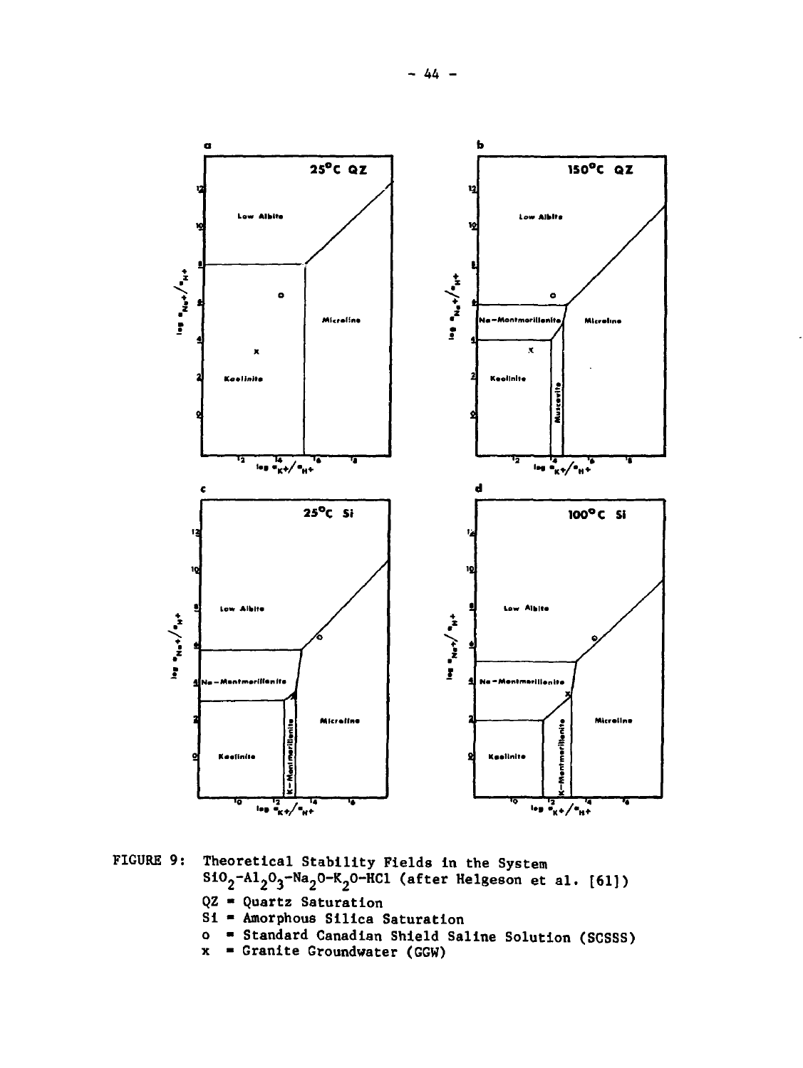FIGURE 9: Theoretical Stability Fields in the System $SiO_2$-$Al_2O_3$-$Na_2O$-$K_2O$-HCl (after Helgeson et al. [61])

QZ = Quartz Saturation

Si = Amorphous Silica Saturation

o = Standard Canadian Shield Saline Solution (SCSSS)

x = Granite Groundwater (GGW)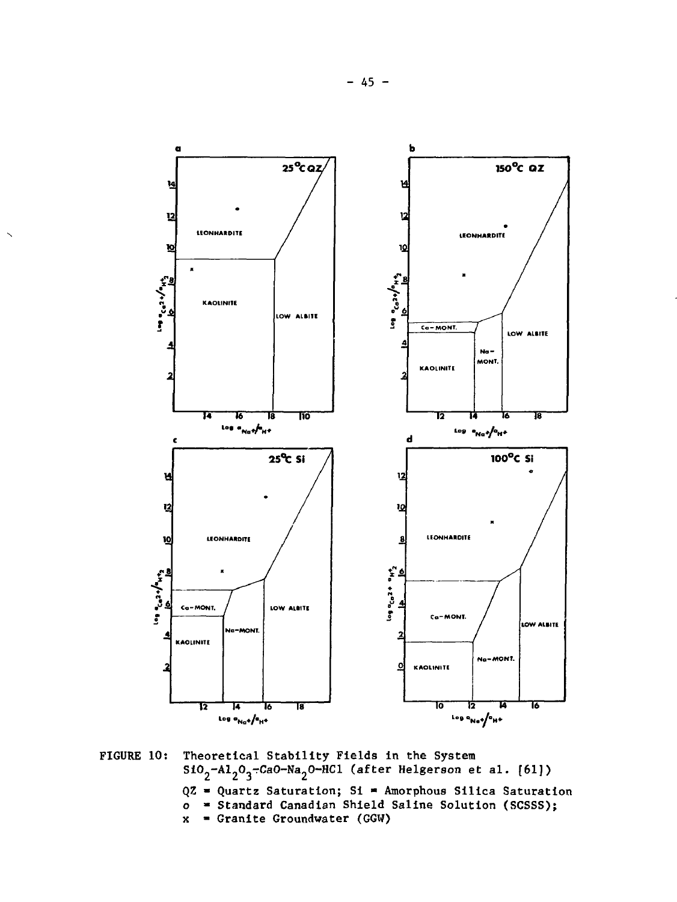FIGURE 10: Theoretical Stability Fields in the System $SiO_2$-$Al_2O_3$-$CaO$-$Na_2O$-$HCl$ (after Helgerson et al. [61])

QZ = Quartz Saturation; Si = Amorphous Silica Saturation

o = Standard Canadian Shield Saline Solution (SCSSS);

x = Granite Groundwater (GGW)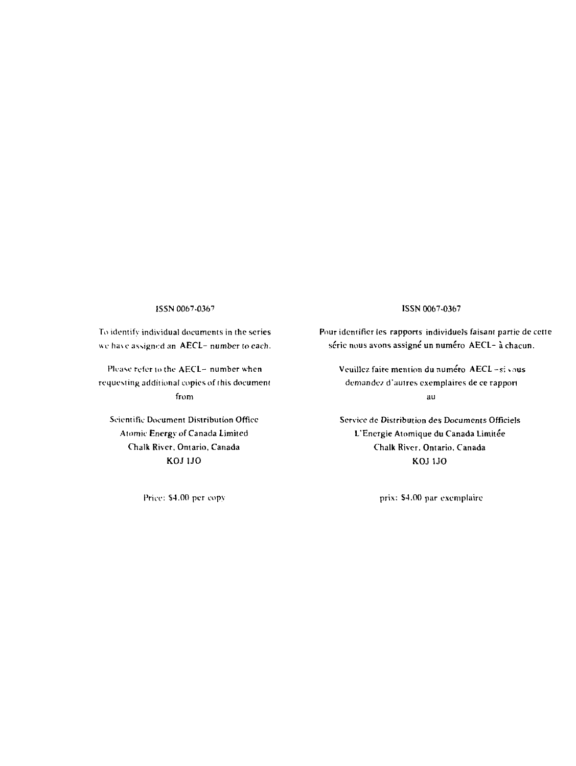ISSN 0067-0367

To identify individual documents in the series we have assigned an AECL- number to each.

Please refer to the AECL- number when requesting additional copies of this document from

Scientific Document Distribution Office
Atomic Energy of Canada Limited
Chalk River, Ontario, Canada
K0J 1J0

Price: $4.00 per copy

ISSN 0067-0367

Pour identifier les rapports individuels faisant partie de cette série nous avons assigné un numéro AECL- à chacun.

Veuillez faire mention du numéro AECL -si vous demandez d'autres exemplaires de ce rapport au

Service de Distribution des Documents Officiels
L'Energie Atomique du Canada Limitée
Chalk River, Ontario, Canada
K0J 1J0

prix: $4.00 par exemplaire